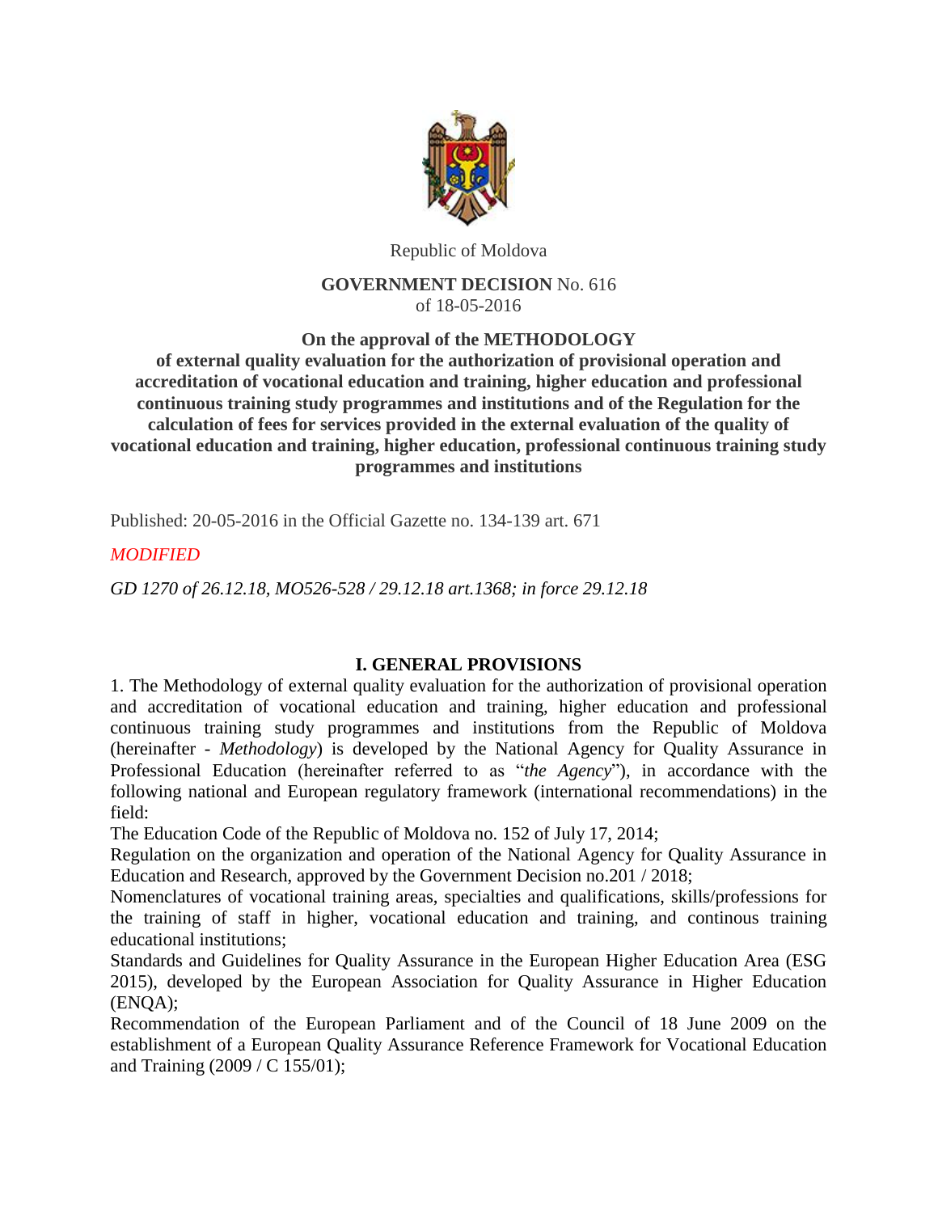Republic of Moldova

**GOVERNMENT DECISION** No. 616
of 18-05-2016

**On the approval of the METHODOLOGY of external quality evaluation for the authorization of provisional operation and accreditation of vocational education and training, higher education and professional continuous training study programmes and institutions and of the Regulation for the calculation of fees for services provided in the external evaluation of the quality of vocational education and training, higher education, professional continuous training study programmes and institutions**

Published: 20-05-2016 in the Official Gazette no. 134-139 art. 671

*MODIFIED*

*GD 1270 of 26.12.18, MO526-528 / 29.12.18 art.1368; in force 29.12.18*

## I. GENERAL PROVISIONS

1. The Methodology of external quality evaluation for the authorization of provisional operation and accreditation of vocational education and training, higher education and professional continuous training study programmes and institutions from the Republic of Moldova (hereinafter - *Methodology*) is developed by the National Agency for Quality Assurance in Professional Education (hereinafter referred to as "*the Agency*"), in accordance with the following national and European regulatory framework (international recommendations) in the field:

The Education Code of the Republic of Moldova no. 152 of July 17, 2014;

Regulation on the organization and operation of the National Agency for Quality Assurance in Education and Research, approved by the Government Decision no.201 / 2018;

Nomenclatures of vocational training areas, specialties and qualifications, skills/professions for the training of staff in higher, vocational education and training, and continous training educational institutions;

Standards and Guidelines for Quality Assurance in the European Higher Education Area (ESG 2015), developed by the European Association for Quality Assurance in Higher Education (ENQA);

Recommendation of the European Parliament and of the Council of 18 June 2009 on the establishment of a European Quality Assurance Reference Framework for Vocational Education and Training (2009 / C 155/01);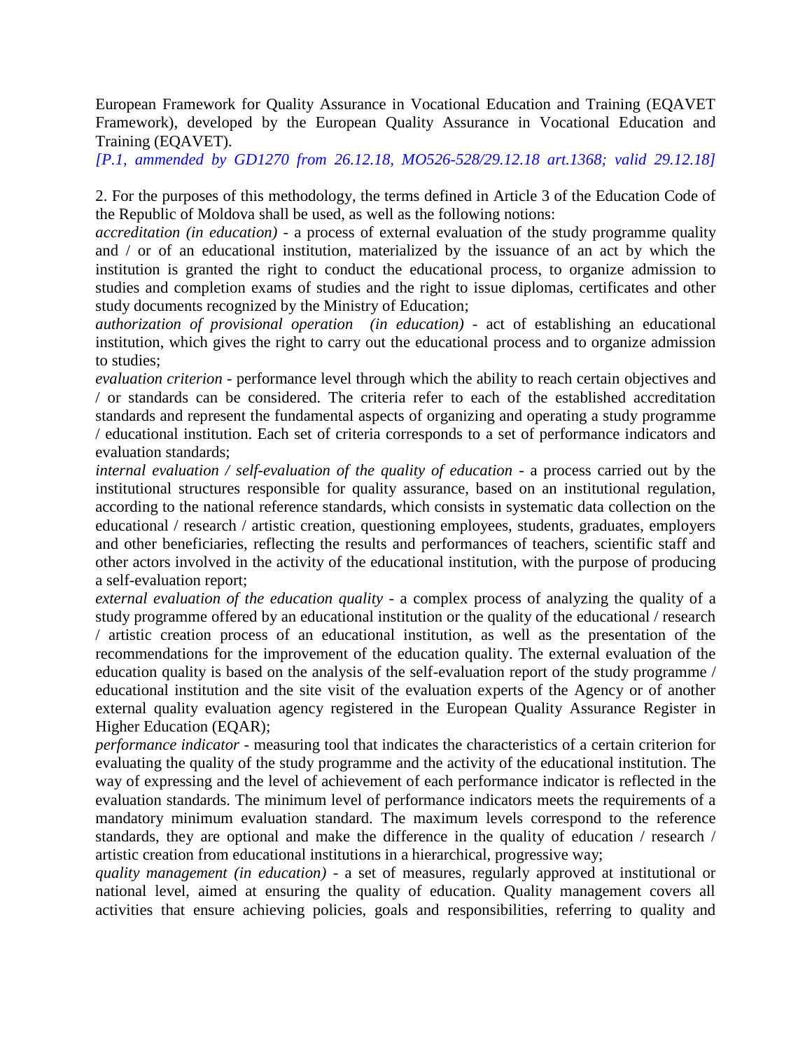European Framework for Quality Assurance in Vocational Education and Training (EQAVET Framework), developed by the European Quality Assurance in Vocational Education and Training (EQAVET).

*[P.1, ammended by GD1270 from 26.12.18, MO526-528/29.12.18 art.1368; valid 29.12.18]*

2. For the purposes of this methodology, the terms defined in Article 3 of the Education Code of the Republic of Moldova shall be used, as well as the following notions:

*accreditation (in education)* - a process of external evaluation of the study programme quality and / or of an educational institution, materialized by the issuance of an act by which the institution is granted the right to conduct the educational process, to organize admission to studies and completion exams of studies and the right to issue diplomas, certificates and other study documents recognized by the Ministry of Education;

*authorization of provisional operation (in education)* - act of establishing an educational institution, which gives the right to carry out the educational process and to organize admission to studies;

*evaluation criterion* - performance level through which the ability to reach certain objectives and / or standards can be considered. The criteria refer to each of the established accreditation standards and represent the fundamental aspects of organizing and operating a study programme / educational institution. Each set of criteria corresponds to a set of performance indicators and evaluation standards;

*internal evaluation / self-evaluation of the quality of education* - a process carried out by the institutional structures responsible for quality assurance, based on an institutional regulation, according to the national reference standards, which consists in systematic data collection on the educational / research / artistic creation, questioning employees, students, graduates, employers and other beneficiaries, reflecting the results and performances of teachers, scientific staff and other actors involved in the activity of the educational institution, with the purpose of producing a self-evaluation report;

*external evaluation of the education quality* - a complex process of analyzing the quality of a study programme offered by an educational institution or the quality of the educational / research / artistic creation process of an educational institution, as well as the presentation of the recommendations for the improvement of the education quality. The external evaluation of the education quality is based on the analysis of the self-evaluation report of the study programme / educational institution and the site visit of the evaluation experts of the Agency or of another external quality evaluation agency registered in the European Quality Assurance Register in Higher Education (EQAR);

*performance indicator* - measuring tool that indicates the characteristics of a certain criterion for evaluating the quality of the study programme and the activity of the educational institution. The way of expressing and the level of achievement of each performance indicator is reflected in the evaluation standards. The minimum level of performance indicators meets the requirements of a mandatory minimum evaluation standard. The maximum levels correspond to the reference standards, they are optional and make the difference in the quality of education / research / artistic creation from educational institutions in a hierarchical, progressive way;

*quality management (in education)* - a set of measures, regularly approved at institutional or national level, aimed at ensuring the quality of education. Quality management covers all activities that ensure achieving policies, goals and responsibilities, referring to quality and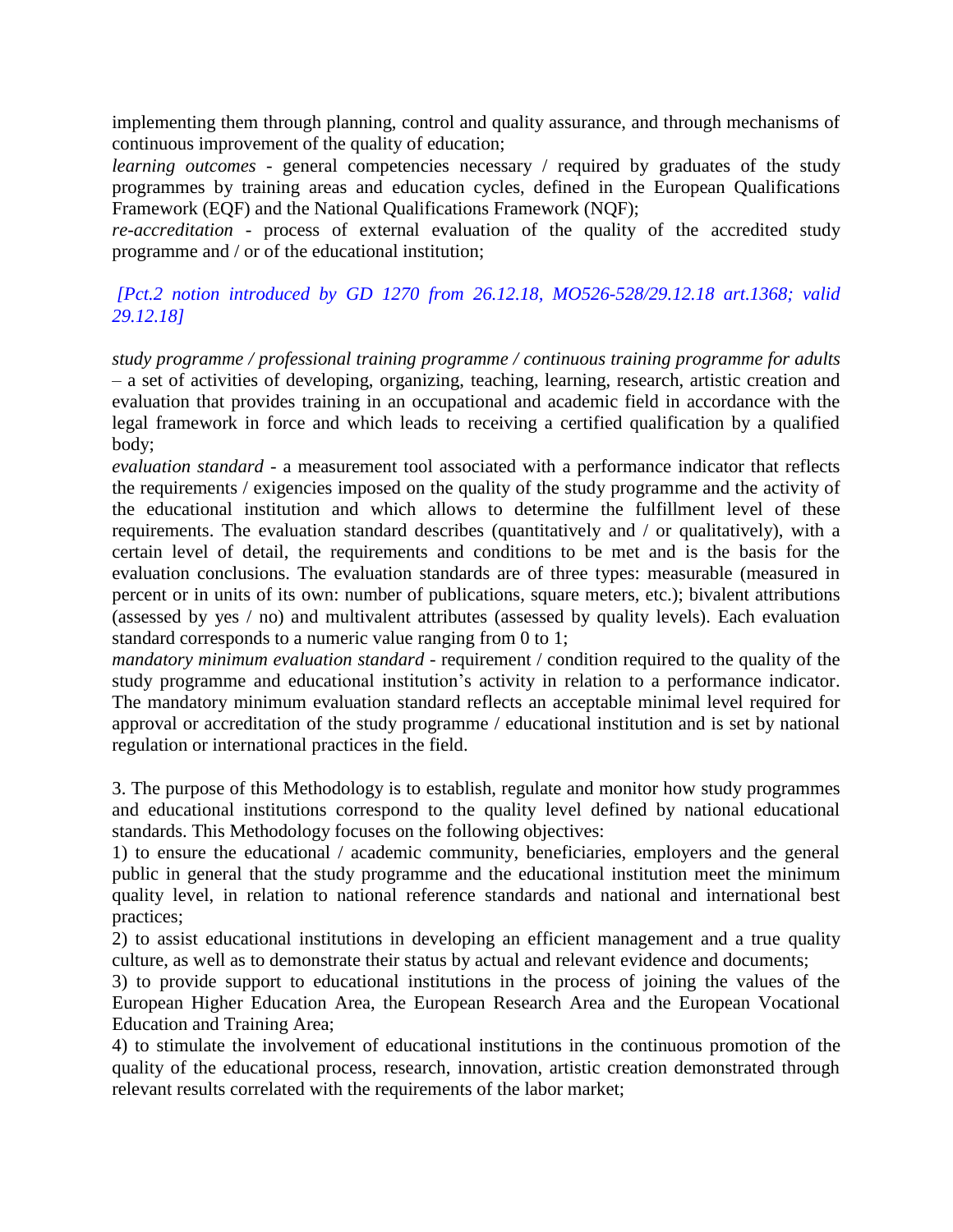implementing them through planning, control and quality assurance, and through mechanisms of continuous improvement of the quality of education;

*learning outcomes* - general competencies necessary / required by graduates of the study programmes by training areas and education cycles, defined in the European Qualifications Framework (EQF) and the National Qualifications Framework (NQF);

*re-accreditation* - process of external evaluation of the quality of the accredited study programme and / or of the educational institution;

*[Pct.2 notion introduced by GD 1270 from 26.12.18, MO526-528/29.12.18 art.1368; valid 29.12.18]*

*study programme / professional training programme / continuous training programme for adults* – a set of activities of developing, organizing, teaching, learning, research, artistic creation and evaluation that provides training in an occupational and academic field in accordance with the legal framework in force and which leads to receiving a certified qualification by a qualified body;

*evaluation standard* - a measurement tool associated with a performance indicator that reflects the requirements / exigencies imposed on the quality of the study programme and the activity of the educational institution and which allows to determine the fulfillment level of these requirements. The evaluation standard describes (quantitatively and / or qualitatively), with a certain level of detail, the requirements and conditions to be met and is the basis for the evaluation conclusions. The evaluation standards are of three types: measurable (measured in percent or in units of its own: number of publications, square meters, etc.); bivalent attributions (assessed by yes / no) and multivalent attributes (assessed by quality levels). Each evaluation standard corresponds to a numeric value ranging from 0 to 1;

*mandatory minimum evaluation standard* - requirement / condition required to the quality of the study programme and educational institution's activity in relation to a performance indicator. The mandatory minimum evaluation standard reflects an acceptable minimal level required for approval or accreditation of the study programme / educational institution and is set by national regulation or international practices in the field.

3. The purpose of this Methodology is to establish, regulate and monitor how study programmes and educational institutions correspond to the quality level defined by national educational standards. This Methodology focuses on the following objectives:

1) to ensure the educational / academic community, beneficiaries, employers and the general public in general that the study programme and the educational institution meet the minimum quality level, in relation to national reference standards and national and international best practices;

2) to assist educational institutions in developing an efficient management and a true quality culture, as well as to demonstrate their status by actual and relevant evidence and documents;

3) to provide support to educational institutions in the process of joining the values of the European Higher Education Area, the European Research Area and the European Vocational Education and Training Area;

4) to stimulate the involvement of educational institutions in the continuous promotion of the quality of the educational process, research, innovation, artistic creation demonstrated through relevant results correlated with the requirements of the labor market;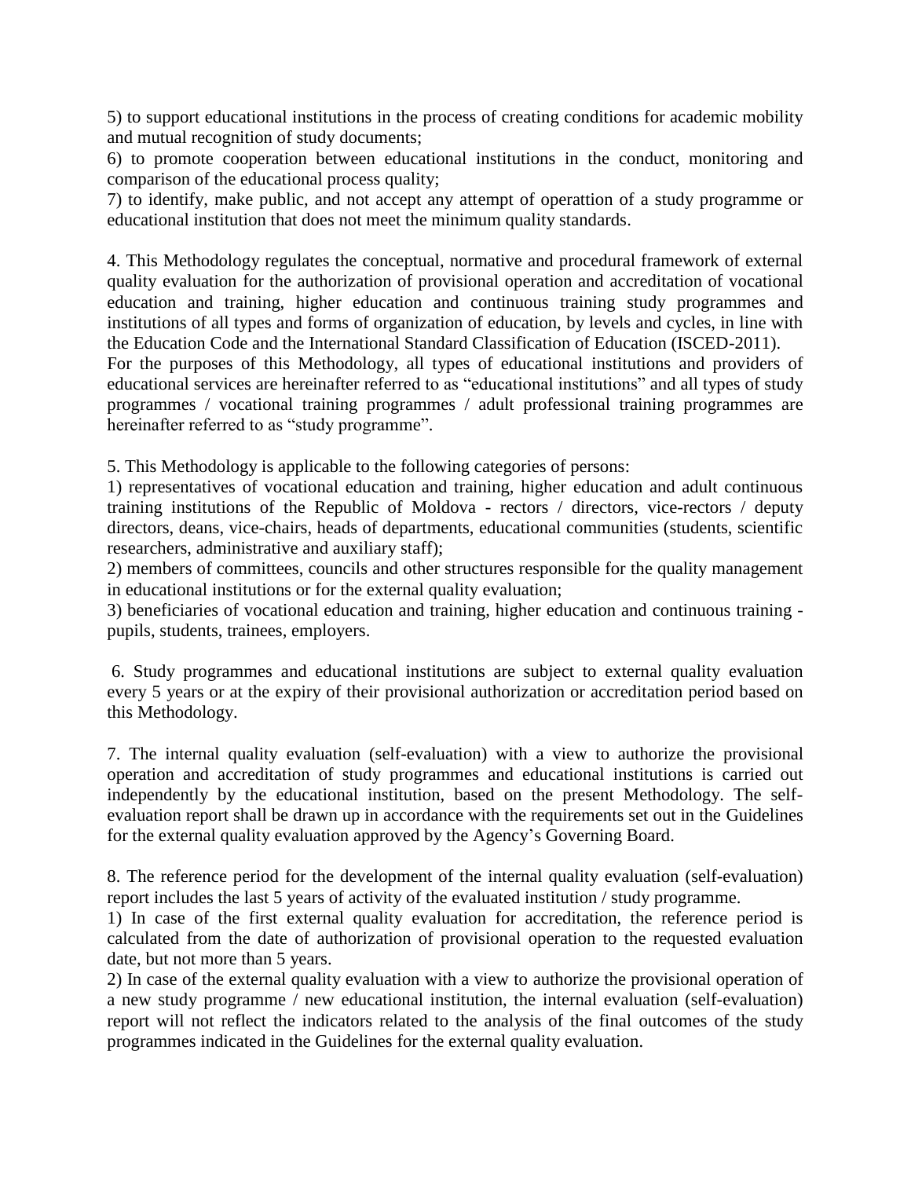5) to support educational institutions in the process of creating conditions for academic mobility and mutual recognition of study documents;

6) to promote cooperation between educational institutions in the conduct, monitoring and comparison of the educational process quality;

7) to identify, make public, and not accept any attempt of operattion of a study programme or educational institution that does not meet the minimum quality standards.

4. This Methodology regulates the conceptual, normative and procedural framework of external quality evaluation for the authorization of provisional operation and accreditation of vocational education and training, higher education and continuous training study programmes and institutions of all types and forms of organization of education, by levels and cycles, in line with the Education Code and the International Standard Classification of Education (ISCED-2011).

For the purposes of this Methodology, all types of educational institutions and providers of educational services are hereinafter referred to as "educational institutions" and all types of study programmes / vocational training programmes / adult professional training programmes are hereinafter referred to as "study programme".

5. This Methodology is applicable to the following categories of persons:

1) representatives of vocational education and training, higher education and adult continuous training institutions of the Republic of Moldova - rectors / directors, vice-rectors / deputy directors, deans, vice-chairs, heads of departments, educational communities (students, scientific researchers, administrative and auxiliary staff);

2) members of committees, councils and other structures responsible for the quality management in educational institutions or for the external quality evaluation;

3) beneficiaries of vocational education and training, higher education and continuous training - pupils, students, trainees, employers.

6. Study programmes and educational institutions are subject to external quality evaluation every 5 years or at the expiry of their provisional authorization or accreditation period based on this Methodology.

7. The internal quality evaluation (self-evaluation) with a view to authorize the provisional operation and accreditation of study programmes and educational institutions is carried out independently by the educational institution, based on the present Methodology. The self-evaluation report shall be drawn up in accordance with the requirements set out in the Guidelines for the external quality evaluation approved by the Agency's Governing Board.

8. The reference period for the development of the internal quality evaluation (self-evaluation) report includes the last 5 years of activity of the evaluated institution / study programme.

1) In case of the first external quality evaluation for accreditation, the reference period is calculated from the date of authorization of provisional operation to the requested evaluation date, but not more than 5 years.

2) In case of the external quality evaluation with a view to authorize the provisional operation of a new study programme / new educational institution, the internal evaluation (self-evaluation) report will not reflect the indicators related to the analysis of the final outcomes of the study programmes indicated in the Guidelines for the external quality evaluation.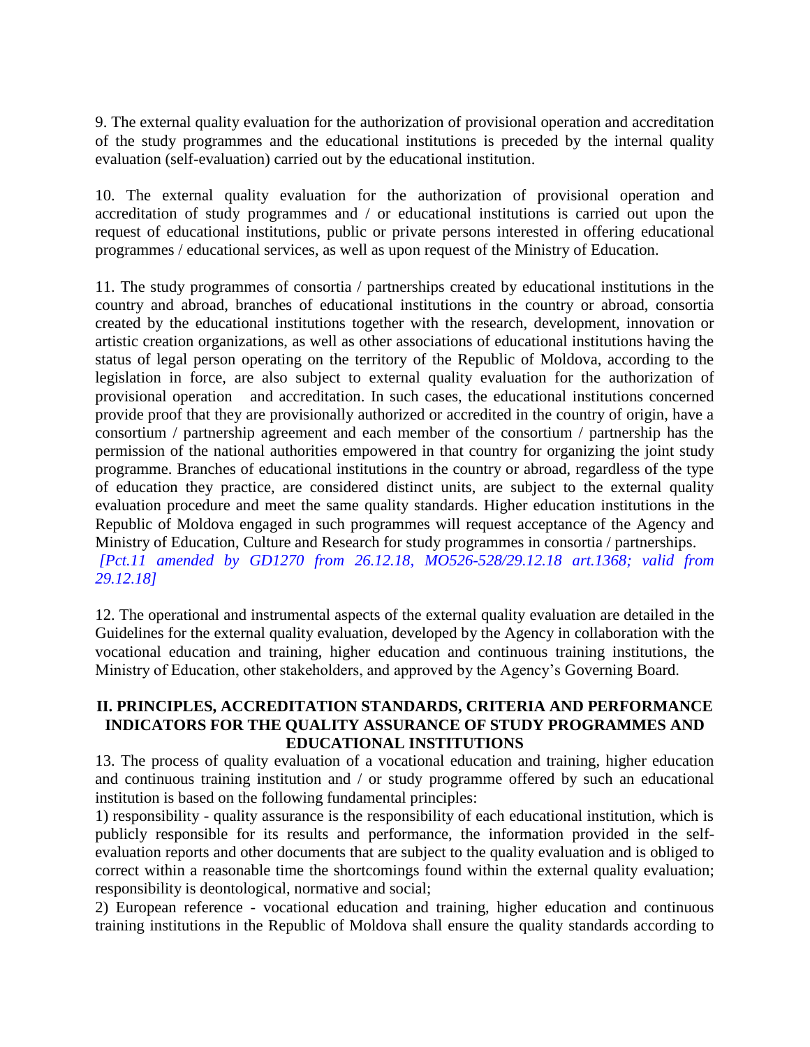9. The external quality evaluation for the authorization of provisional operation and accreditation of the study programmes and the educational institutions is preceded by the internal quality evaluation (self-evaluation) carried out by the educational institution.

10. The external quality evaluation for the authorization of provisional operation and accreditation of study programmes and / or educational institutions is carried out upon the request of educational institutions, public or private persons interested in offering educational programmes / educational services, as well as upon request of the Ministry of Education.

11. The study programmes of consortia / partnerships created by educational institutions in the country and abroad, branches of educational institutions in the country or abroad, consortia created by the educational institutions together with the research, development, innovation or artistic creation organizations, as well as other associations of educational institutions having the status of legal person operating on the territory of the Republic of Moldova, according to the legislation in force, are also subject to external quality evaluation for the authorization of provisional operation and accreditation. In such cases, the educational institutions concerned provide proof that they are provisionally authorized or accredited in the country of origin, have a consortium / partnership agreement and each member of the consortium / partnership has the permission of the national authorities empowered in that country for organizing the joint study programme. Branches of educational institutions in the country or abroad, regardless of the type of education they practice, are considered distinct units, are subject to the external quality evaluation procedure and meet the same quality standards. Higher education institutions in the Republic of Moldova engaged in such programmes will request acceptance of the Agency and Ministry of Education, Culture and Research for study programmes in consortia / partnerships.
*[Pct.11 amended by GD1270 from 26.12.18, MO526-528/29.12.18 art.1368; valid from 29.12.18]*

12. The operational and instrumental aspects of the external quality evaluation are detailed in the Guidelines for the external quality evaluation, developed by the Agency in collaboration with the vocational education and training, higher education and continuous training institutions, the Ministry of Education, other stakeholders, and approved by the Agency's Governing Board.

## II. PRINCIPLES, ACCREDITATION STANDARDS, CRITERIA AND PERFORMANCE INDICATORS FOR THE QUALITY ASSURANCE OF STUDY PROGRAMMES AND EDUCATIONAL INSTITUTIONS

13. The process of quality evaluation of a vocational education and training, higher education and continuous training institution and / or study programme offered by such an educational institution is based on the following fundamental principles:

1) responsibility - quality assurance is the responsibility of each educational institution, which is publicly responsible for its results and performance, the information provided in the self-evaluation reports and other documents that are subject to the quality evaluation and is obliged to correct within a reasonable time the shortcomings found within the external quality evaluation; responsibility is deontological, normative and social;

2) European reference - vocational education and training, higher education and continuous training institutions in the Republic of Moldova shall ensure the quality standards according to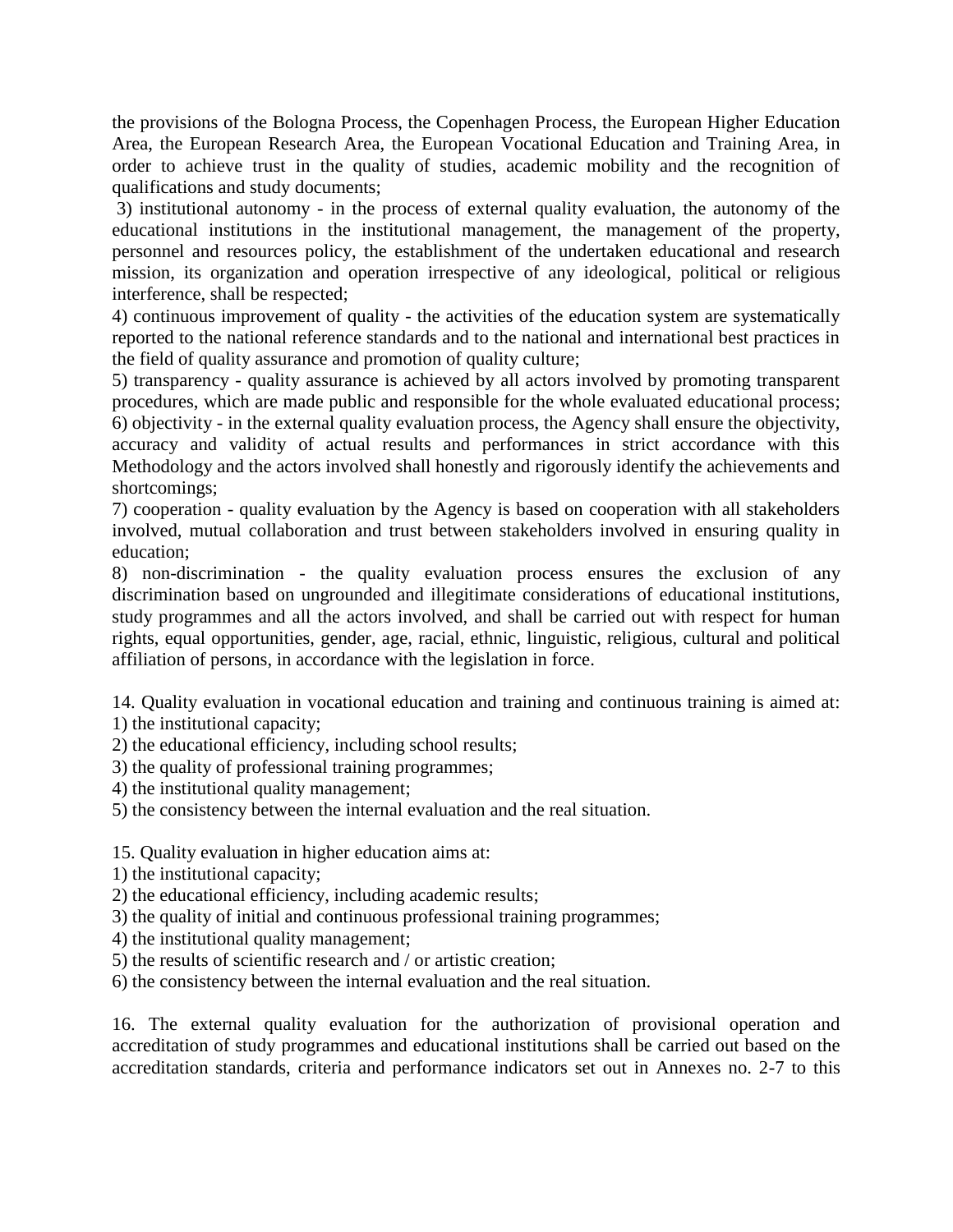the provisions of the Bologna Process, the Copenhagen Process, the European Higher Education Area, the European Research Area, the European Vocational Education and Training Area, in order to achieve trust in the quality of studies, academic mobility and the recognition of qualifications and study documents;

3) institutional autonomy - in the process of external quality evaluation, the autonomy of the educational institutions in the institutional management, the management of the property, personnel and resources policy, the establishment of the undertaken educational and research mission, its organization and operation irrespective of any ideological, political or religious interference, shall be respected;

4) continuous improvement of quality - the activities of the education system are systematically reported to the national reference standards and to the national and international best practices in the field of quality assurance and promotion of quality culture;

5) transparency - quality assurance is achieved by all actors involved by promoting transparent procedures, which are made public and responsible for the whole evaluated educational process;

6) objectivity - in the external quality evaluation process, the Agency shall ensure the objectivity, accuracy and validity of actual results and performances in strict accordance with this Methodology and the actors involved shall honestly and rigorously identify the achievements and shortcomings;

7) cooperation - quality evaluation by the Agency is based on cooperation with all stakeholders involved, mutual collaboration and trust between stakeholders involved in ensuring quality in education;

8) non-discrimination - the quality evaluation process ensures the exclusion of any discrimination based on ungrounded and illegitimate considerations of educational institutions, study programmes and all the actors involved, and shall be carried out with respect for human rights, equal opportunities, gender, age, racial, ethnic, linguistic, religious, cultural and political affiliation of persons, in accordance with the legislation in force.

14. Quality evaluation in vocational education and training and continuous training is aimed at:
1) the institutional capacity;
2) the educational efficiency, including school results;
3) the quality of professional training programmes;
4) the institutional quality management;
5) the consistency between the internal evaluation and the real situation.

15. Quality evaluation in higher education aims at:
1) the institutional capacity;
2) the educational efficiency, including academic results;
3) the quality of initial and continuous professional training programmes;
4) the institutional quality management;
5) the results of scientific research and / or artistic creation;
6) the consistency between the internal evaluation and the real situation.

16. The external quality evaluation for the authorization of provisional operation and accreditation of study programmes and educational institutions shall be carried out based on the accreditation standards, criteria and performance indicators set out in Annexes no. 2-7 to this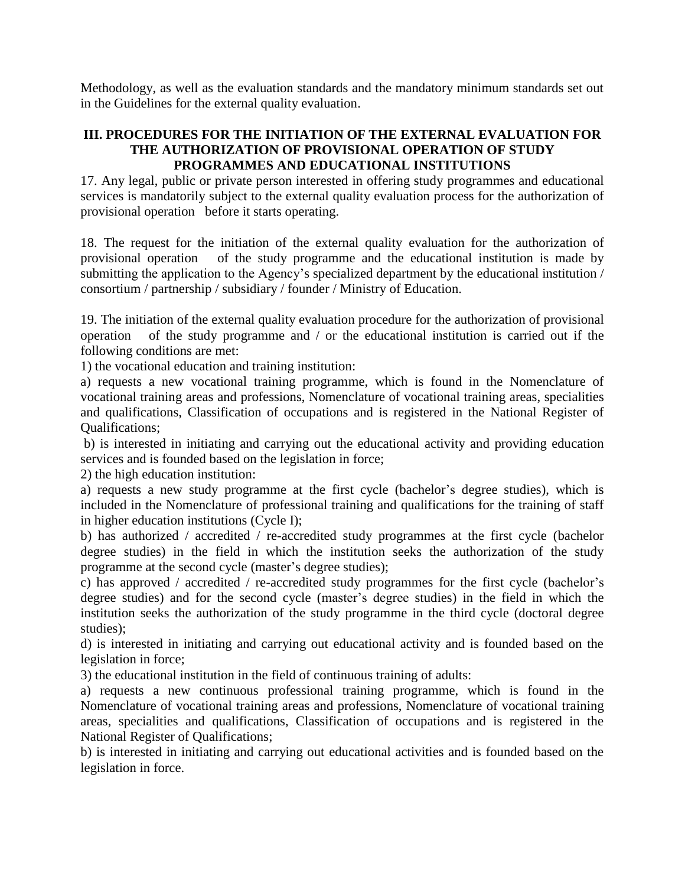Methodology, as well as the evaluation standards and the mandatory minimum standards set out in the Guidelines for the external quality evaluation.

## III. PROCEDURES FOR THE INITIATION OF THE EXTERNAL EVALUATION FOR THE AUTHORIZATION OF PROVISIONAL OPERATION OF STUDY PROGRAMMES AND EDUCATIONAL INSTITUTIONS

17. Any legal, public or private person interested in offering study programmes and educational services is mandatorily subject to the external quality evaluation process for the authorization of provisional operation before it starts operating.

18. The request for the initiation of the external quality evaluation for the authorization of provisional operation of the study programme and the educational institution is made by submitting the application to the Agency's specialized department by the educational institution / consortium / partnership / subsidiary / founder / Ministry of Education.

19. The initiation of the external quality evaluation procedure for the authorization of provisional operation of the study programme and / or the educational institution is carried out if the following conditions are met:

1) the vocational education and training institution:

a) requests a new vocational training programme, which is found in the Nomenclature of vocational training areas and professions, Nomenclature of vocational training areas, specialities and qualifications, Classification of occupations and is registered in the National Register of Qualifications;

b) is interested in initiating and carrying out the educational activity and providing education services and is founded based on the legislation in force;

2) the high education institution:

a) requests a new study programme at the first cycle (bachelor's degree studies), which is included in the Nomenclature of professional training and qualifications for the training of staff in higher education institutions (Cycle I);

b) has authorized / accredited / re-accredited study programmes at the first cycle (bachelor degree studies) in the field in which the institution seeks the authorization of the study programme at the second cycle (master's degree studies);

c) has approved / accredited / re-accredited study programmes for the first cycle (bachelor's degree studies) and for the second cycle (master's degree studies) in the field in which the institution seeks the authorization of the study programme in the third cycle (doctoral degree studies);

d) is interested in initiating and carrying out educational activity and is founded based on the legislation in force;

3) the educational institution in the field of continuous training of adults:

a) requests a new continuous professional training programme, which is found in the Nomenclature of vocational training areas and professions, Nomenclature of vocational training areas, specialities and qualifications, Classification of occupations and is registered in the National Register of Qualifications;

b) is interested in initiating and carrying out educational activities and is founded based on the legislation in force.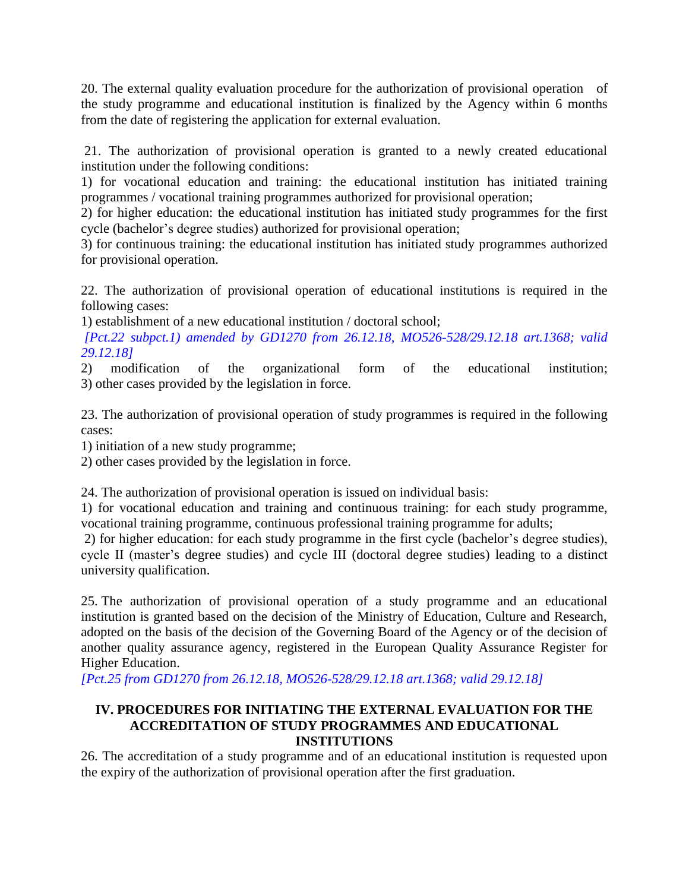20. The external quality evaluation procedure for the authorization of provisional operation of the study programme and educational institution is finalized by the Agency within 6 months from the date of registering the application for external evaluation.

21. The authorization of provisional operation is granted to a newly created educational institution under the following conditions:

1) for vocational education and training: the educational institution has initiated training programmes / vocational training programmes authorized for provisional operation;

2) for higher education: the educational institution has initiated study programmes for the first cycle (bachelor's degree studies) authorized for provisional operation;

3) for continuous training: the educational institution has initiated study programmes authorized for provisional operation.

22. The authorization of provisional operation of educational institutions is required in the following cases:

1) establishment of a new educational institution / doctoral school;

*[Pct.22 subpct.1) amended by GD1270 from 26.12.18, MO526-528/29.12.18 art.1368; valid 29.12.18]*

2) modification of the organizational form of the educational institution;

3) other cases provided by the legislation in force.

23. The authorization of provisional operation of study programmes is required in the following cases:

1) initiation of a new study programme;

2) other cases provided by the legislation in force.

24. The authorization of provisional operation is issued on individual basis:

1) for vocational education and training and continuous training: for each study programme, vocational training programme, continuous professional training programme for adults;

2) for higher education: for each study programme in the first cycle (bachelor's degree studies), cycle II (master's degree studies) and cycle III (doctoral degree studies) leading to a distinct university qualification.

25. The authorization of provisional operation of a study programme and an educational institution is granted based on the decision of the Ministry of Education, Culture and Research, adopted on the basis of the decision of the Governing Board of the Agency or of the decision of another quality assurance agency, registered in the European Quality Assurance Register for Higher Education.

*[Pct.25 from GD1270 from 26.12.18, MO526-528/29.12.18 art.1368; valid 29.12.18]*

## IV. PROCEDURES FOR INITIATING THE EXTERNAL EVALUATION FOR THE ACCREDITATION OF STUDY PROGRAMMES AND EDUCATIONAL INSTITUTIONS

26. The accreditation of a study programme and of an educational institution is requested upon the expiry of the authorization of provisional operation after the first graduation.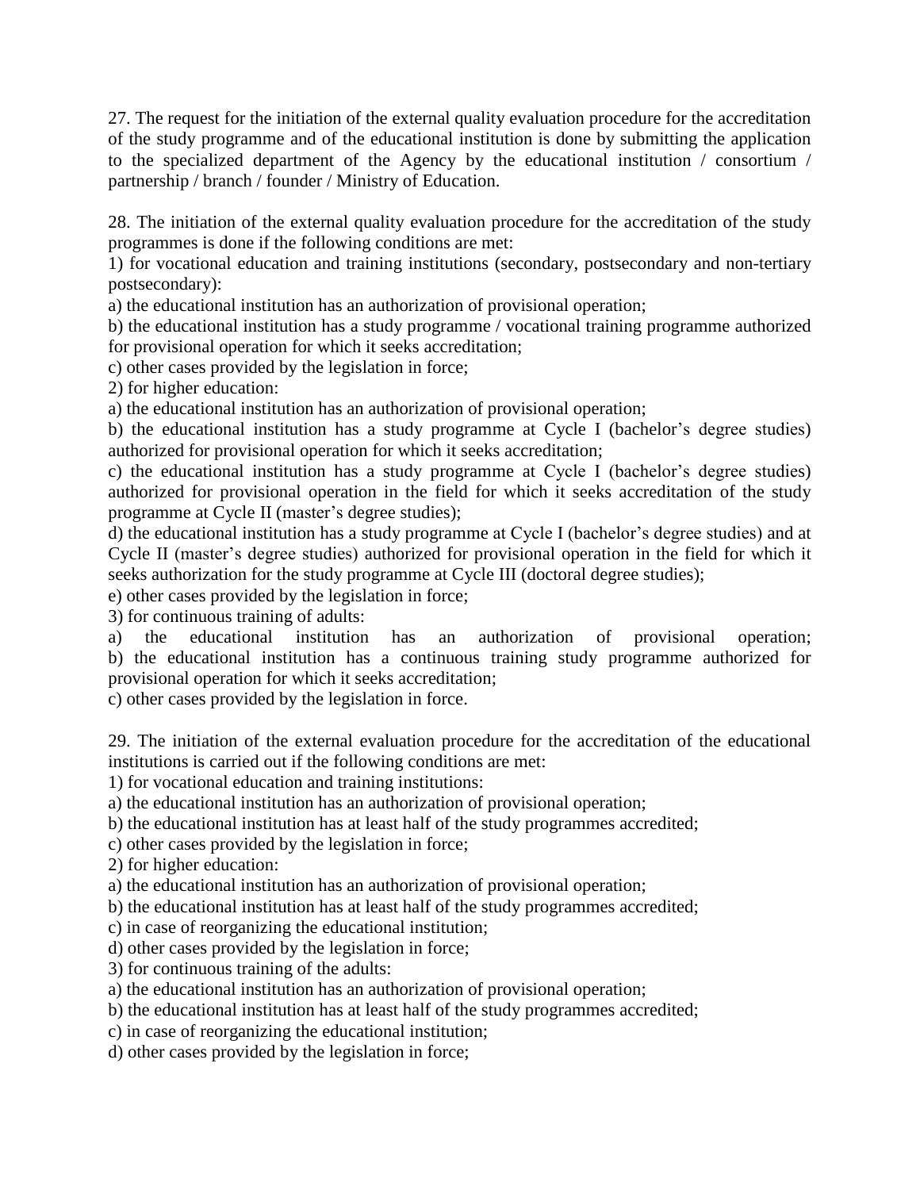27. The request for the initiation of the external quality evaluation procedure for the accreditation of the study programme and of the educational institution is done by submitting the application to the specialized department of the Agency by the educational institution / consortium / partnership / branch / founder / Ministry of Education.

28. The initiation of the external quality evaluation procedure for the accreditation of the study programmes is done if the following conditions are met:

1) for vocational education and training institutions (secondary, postsecondary and non-tertiary postsecondary):

a) the educational institution has an authorization of provisional operation;

b) the educational institution has a study programme / vocational training programme authorized for provisional operation for which it seeks accreditation;

c) other cases provided by the legislation in force;

2) for higher education:

a) the educational institution has an authorization of provisional operation;

b) the educational institution has a study programme at Cycle I (bachelor's degree studies) authorized for provisional operation for which it seeks accreditation;

c) the educational institution has a study programme at Cycle I (bachelor's degree studies) authorized for provisional operation in the field for which it seeks accreditation of the study programme at Cycle II (master's degree studies);

d) the educational institution has a study programme at Cycle I (bachelor's degree studies) and at Cycle II (master's degree studies) authorized for provisional operation in the field for which it seeks authorization for the study programme at Cycle III (doctoral degree studies);

e) other cases provided by the legislation in force;

3) for continuous training of adults:

a) the educational institution has an authorization of provisional operation;

b) the educational institution has a continuous training study programme authorized for provisional operation for which it seeks accreditation;

c) other cases provided by the legislation in force.

29. The initiation of the external evaluation procedure for the accreditation of the educational institutions is carried out if the following conditions are met:

1) for vocational education and training institutions:

a) the educational institution has an authorization of provisional operation;

b) the educational institution has at least half of the study programmes accredited;

c) other cases provided by the legislation in force;

2) for higher education:

a) the educational institution has an authorization of provisional operation;

b) the educational institution has at least half of the study programmes accredited;

c) in case of reorganizing the educational institution;

d) other cases provided by the legislation in force;

3) for continuous training of the adults:

a) the educational institution has an authorization of provisional operation;

b) the educational institution has at least half of the study programmes accredited;

c) in case of reorganizing the educational institution;

d) other cases provided by the legislation in force;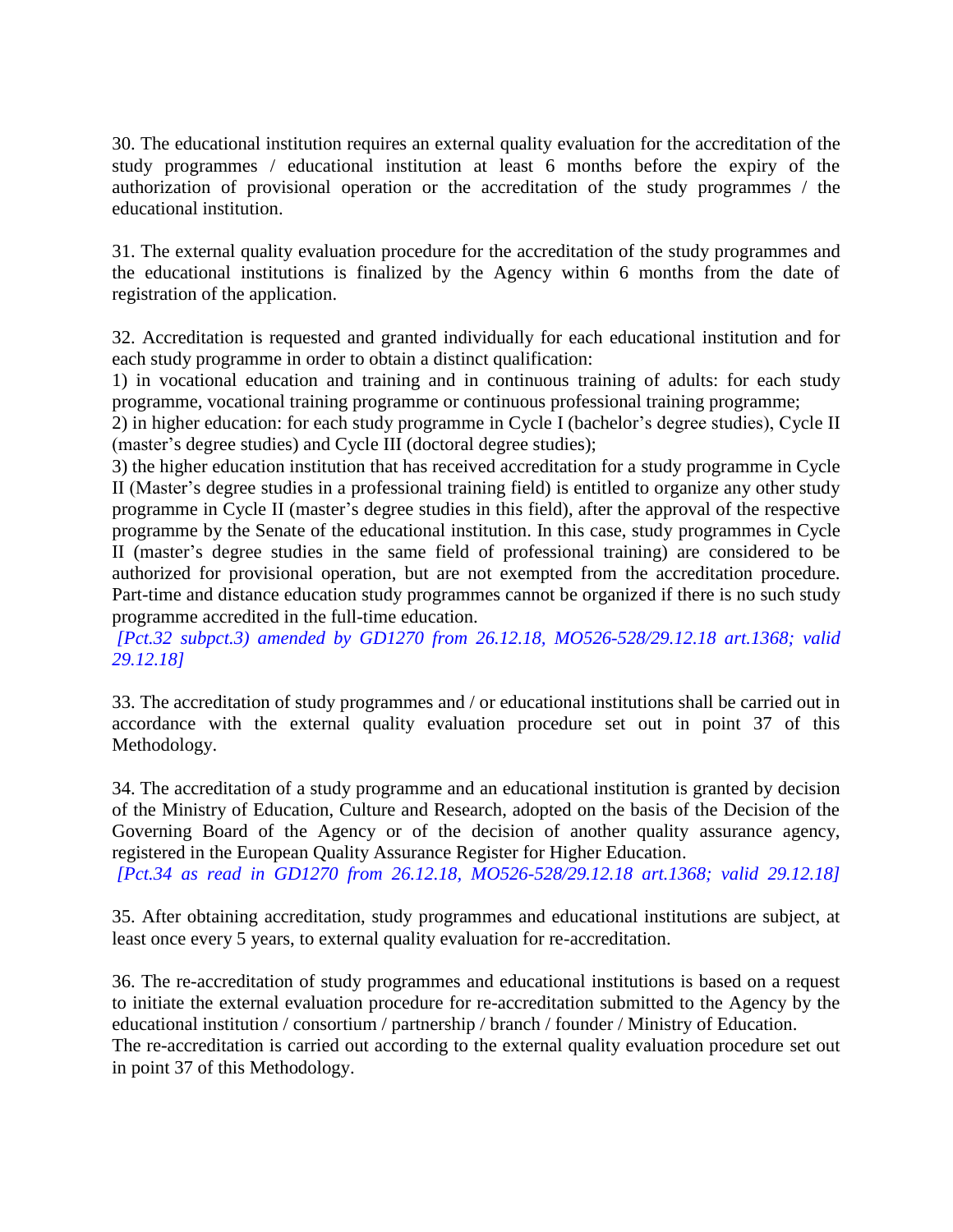30. The educational institution requires an external quality evaluation for the accreditation of the study programmes / educational institution at least 6 months before the expiry of the authorization of provisional operation or the accreditation of the study programmes / the educational institution.

31. The external quality evaluation procedure for the accreditation of the study programmes and the educational institutions is finalized by the Agency within 6 months from the date of registration of the application.

32. Accreditation is requested and granted individually for each educational institution and for each study programme in order to obtain a distinct qualification:
1) in vocational education and training and in continuous training of adults: for each study programme, vocational training programme or continuous professional training programme;
2) in higher education: for each study programme in Cycle I (bachelor’s degree studies), Cycle II (master’s degree studies) and Cycle III (doctoral degree studies);
3) the higher education institution that has received accreditation for a study programme in Cycle II (Master’s degree studies in a professional training field) is entitled to organize any other study programme in Cycle II (master’s degree studies in this field), after the approval of the respective programme by the Senate of the educational institution. In this case, study programmes in Cycle II (master’s degree studies in the same field of professional training) are considered to be authorized for provisional operation, but are not exempted from the accreditation procedure. Part-time and distance education study programmes cannot be organized if there is no such study programme accredited in the full-time education.
*[Pct.32 subpct.3) amended by GD1270 from 26.12.18, MO526-528/29.12.18 art.1368; valid 29.12.18]*

33. The accreditation of study programmes and / or educational institutions shall be carried out in accordance with the external quality evaluation procedure set out in point 37 of this Methodology.

34. The accreditation of a study programme and an educational institution is granted by decision of the Ministry of Education, Culture and Research, adopted on the basis of the Decision of the Governing Board of the Agency or of the decision of another quality assurance agency, registered in the European Quality Assurance Register for Higher Education.
*[Pct.34 as read in GD1270 from 26.12.18, MO526-528/29.12.18 art.1368; valid 29.12.18]*

35. After obtaining accreditation, study programmes and educational institutions are subject, at least once every 5 years, to external quality evaluation for re-accreditation.

36. The re-accreditation of study programmes and educational institutions is based on a request to initiate the external evaluation procedure for re-accreditation submitted to the Agency by the educational institution / consortium / partnership / branch / founder / Ministry of Education.
The re-accreditation is carried out according to the external quality evaluation procedure set out in point 37 of this Methodology.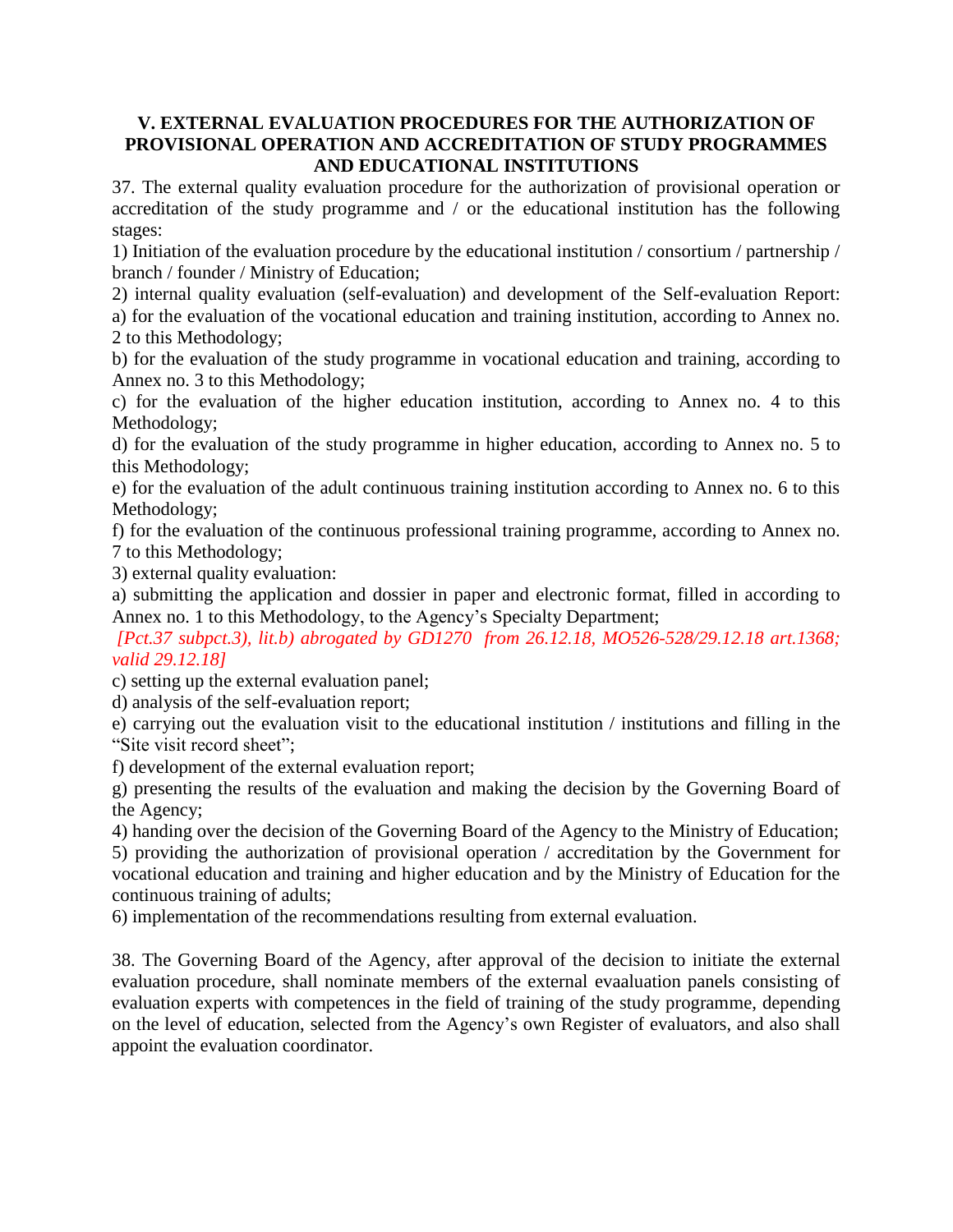### V. EXTERNAL EVALUATION PROCEDURES FOR THE AUTHORIZATION OF PROVISIONAL OPERATION AND ACCREDITATION OF STUDY PROGRAMMES AND EDUCATIONAL INSTITUTIONS

37. The external quality evaluation procedure for the authorization of provisional operation or accreditation of the study programme and / or the educational institution has the following stages:

1) Initiation of the evaluation procedure by the educational institution / consortium / partnership / branch / founder / Ministry of Education;

2) internal quality evaluation (self-evaluation) and development of the Self-evaluation Report:

a) for the evaluation of the vocational education and training institution, according to Annex no. 2 to this Methodology;

b) for the evaluation of the study programme in vocational education and training, according to Annex no. 3 to this Methodology;

c) for the evaluation of the higher education institution, according to Annex no. 4 to this Methodology;

d) for the evaluation of the study programme in higher education, according to Annex no. 5 to this Methodology;

e) for the evaluation of the adult continuous training institution according to Annex no. 6 to this Methodology;

f) for the evaluation of the continuous professional training programme, according to Annex no. 7 to this Methodology;

3) external quality evaluation:

a) submitting the application and dossier in paper and electronic format, filled in according to Annex no. 1 to this Methodology, to the Agency's Specialty Department;

*[Pct.37 subpct.3), lit.b) abrogated by GD1270 from 26.12.18, MO526-528/29.12.18 art.1368; valid 29.12.18]*

c) setting up the external evaluation panel;

d) analysis of the self-evaluation report;

e) carrying out the evaluation visit to the educational institution / institutions and filling in the "Site visit record sheet";

f) development of the external evaluation report;

g) presenting the results of the evaluation and making the decision by the Governing Board of the Agency;

4) handing over the decision of the Governing Board of the Agency to the Ministry of Education;

5) providing the authorization of provisional operation / accreditation by the Government for vocational education and training and higher education and by the Ministry of Education for the continuous training of adults;

6) implementation of the recommendations resulting from external evaluation.

38. The Governing Board of the Agency, after approval of the decision to initiate the external evaluation procedure, shall nominate members of the external evaaluation panels consisting of evaluation experts with competences in the field of training of the study programme, depending on the level of education, selected from the Agency's own Register of evaluators, and also shall appoint the evaluation coordinator.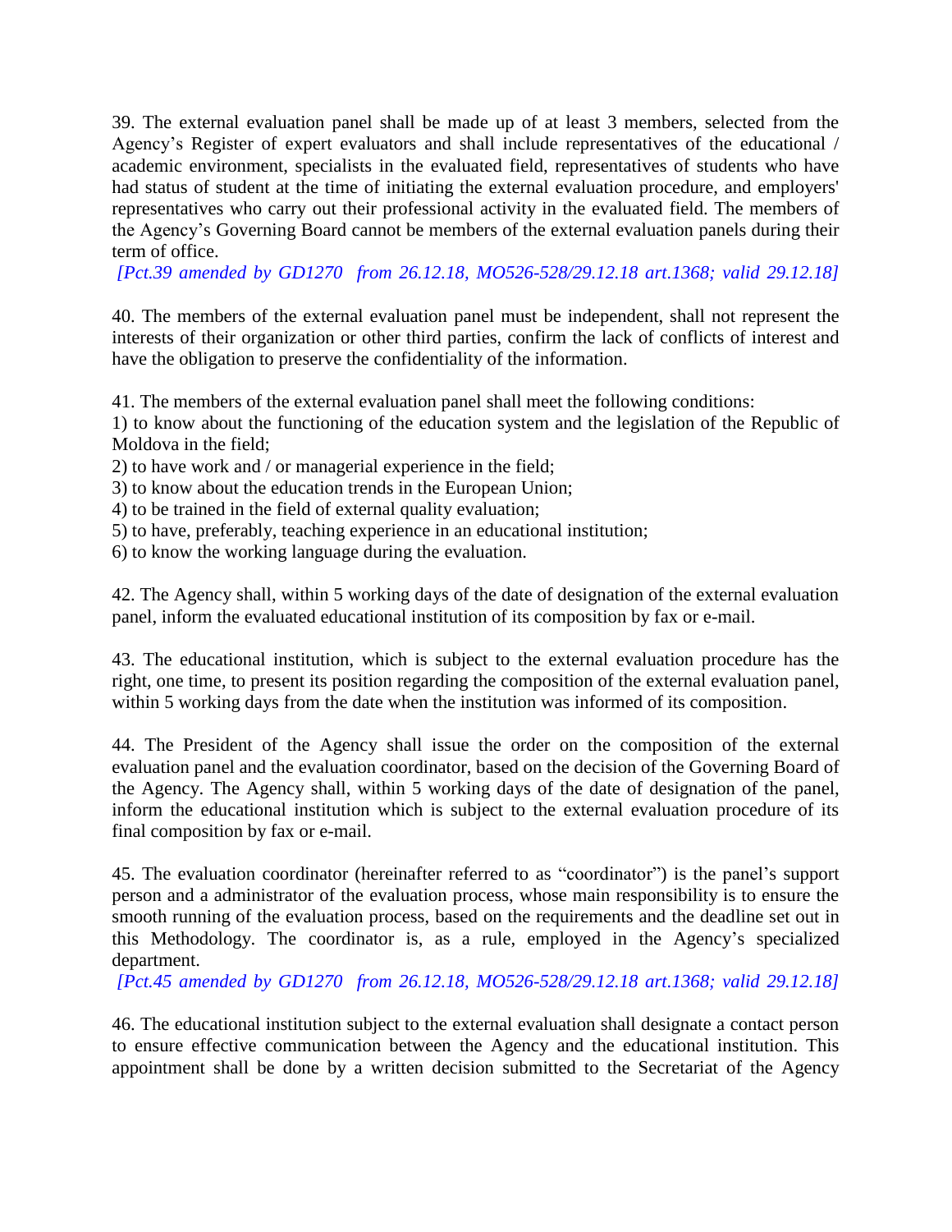39. The external evaluation panel shall be made up of at least 3 members, selected from the Agency's Register of expert evaluators and shall include representatives of the educational / academic environment, specialists in the evaluated field, representatives of students who have had status of student at the time of initiating the external evaluation procedure, and employers' representatives who carry out their professional activity in the evaluated field. The members of the Agency's Governing Board cannot be members of the external evaluation panels during their term of office.

*[Pct.39 amended by GD1270 from 26.12.18, MO526-528/29.12.18 art.1368; valid 29.12.18]*

40. The members of the external evaluation panel must be independent, shall not represent the interests of their organization or other third parties, confirm the lack of conflicts of interest and have the obligation to preserve the confidentiality of the information.

41. The members of the external evaluation panel shall meet the following conditions:

1) to know about the functioning of the education system and the legislation of the Republic of Moldova in the field;
2) to have work and / or managerial experience in the field;
3) to know about the education trends in the European Union;
4) to be trained in the field of external quality evaluation;
5) to have, preferably, teaching experience in an educational institution;
6) to know the working language during the evaluation.

42. The Agency shall, within 5 working days of the date of designation of the external evaluation panel, inform the evaluated educational institution of its composition by fax or e-mail.

43. The educational institution, which is subject to the external evaluation procedure has the right, one time, to present its position regarding the composition of the external evaluation panel, within 5 working days from the date when the institution was informed of its composition.

44. The President of the Agency shall issue the order on the composition of the external evaluation panel and the evaluation coordinator, based on the decision of the Governing Board of the Agency. The Agency shall, within 5 working days of the date of designation of the panel, inform the educational institution which is subject to the external evaluation procedure of its final composition by fax or e-mail.

45. The evaluation coordinator (hereinafter referred to as "coordinator") is the panel's support person and a administrator of the evaluation process, whose main responsibility is to ensure the smooth running of the evaluation process, based on the requirements and the deadline set out in this Methodology. The coordinator is, as a rule, employed in the Agency's specialized department.

*[Pct.45 amended by GD1270 from 26.12.18, MO526-528/29.12.18 art.1368; valid 29.12.18]*

46. The educational institution subject to the external evaluation shall designate a contact person to ensure effective communication between the Agency and the educational institution. This appointment shall be done by a written decision submitted to the Secretariat of the Agency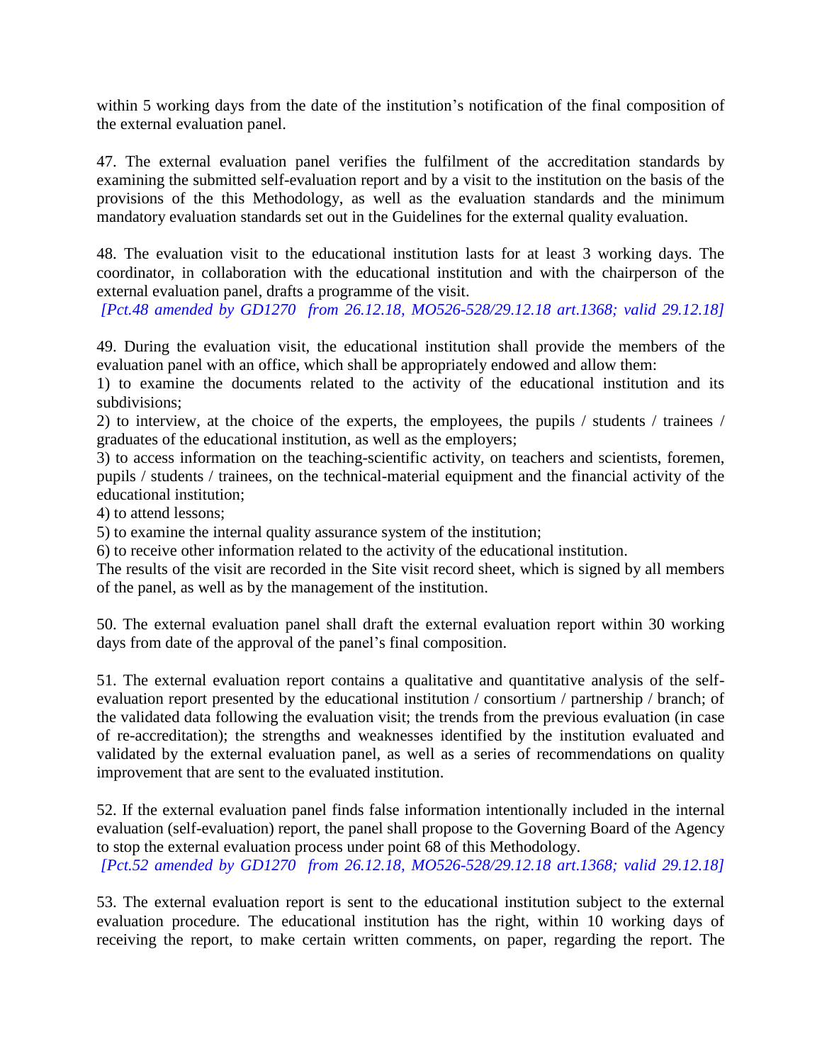within 5 working days from the date of the institution's notification of the final composition of the external evaluation panel.

47. The external evaluation panel verifies the fulfilment of the accreditation standards by examining the submitted self-evaluation report and by a visit to the institution on the basis of the provisions of the this Methodology, as well as the evaluation standards and the minimum mandatory evaluation standards set out in the Guidelines for the external quality evaluation.

48. The evaluation visit to the educational institution lasts for at least 3 working days. The coordinator, in collaboration with the educational institution and with the chairperson of the external evaluation panel, drafts a programme of the visit.
*[Pct.48 amended by GD1270 from 26.12.18, MO526-528/29.12.18 art.1368; valid 29.12.18]*

49. During the evaluation visit, the educational institution shall provide the members of the evaluation panel with an office, which shall be appropriately endowed and allow them:
1) to examine the documents related to the activity of the educational institution and its subdivisions;
2) to interview, at the choice of the experts, the employees, the pupils / students / trainees / graduates of the educational institution, as well as the employers;
3) to access information on the teaching-scientific activity, on teachers and scientists, foremen, pupils / students / trainees, on the technical-material equipment and the financial activity of the educational institution;
4) to attend lessons;
5) to examine the internal quality assurance system of the institution;
6) to receive other information related to the activity of the educational institution.
The results of the visit are recorded in the Site visit record sheet, which is signed by all members of the panel, as well as by the management of the institution.

50. The external evaluation panel shall draft the external evaluation report within 30 working days from date of the approval of the panel's final composition.

51. The external evaluation report contains a qualitative and quantitative analysis of the self-evaluation report presented by the educational institution / consortium / partnership / branch; of the validated data following the evaluation visit; the trends from the previous evaluation (in case of re-accreditation); the strengths and weaknesses identified by the institution evaluated and validated by the external evaluation panel, as well as a series of recommendations on quality improvement that are sent to the evaluated institution.

52. If the external evaluation panel finds false information intentionally included in the internal evaluation (self-evaluation) report, the panel shall propose to the Governing Board of the Agency to stop the external evaluation process under point 68 of this Methodology.
*[Pct.52 amended by GD1270 from 26.12.18, MO526-528/29.12.18 art.1368; valid 29.12.18]*

53. The external evaluation report is sent to the educational institution subject to the external evaluation procedure. The educational institution has the right, within 10 working days of receiving the report, to make certain written comments, on paper, regarding the report. The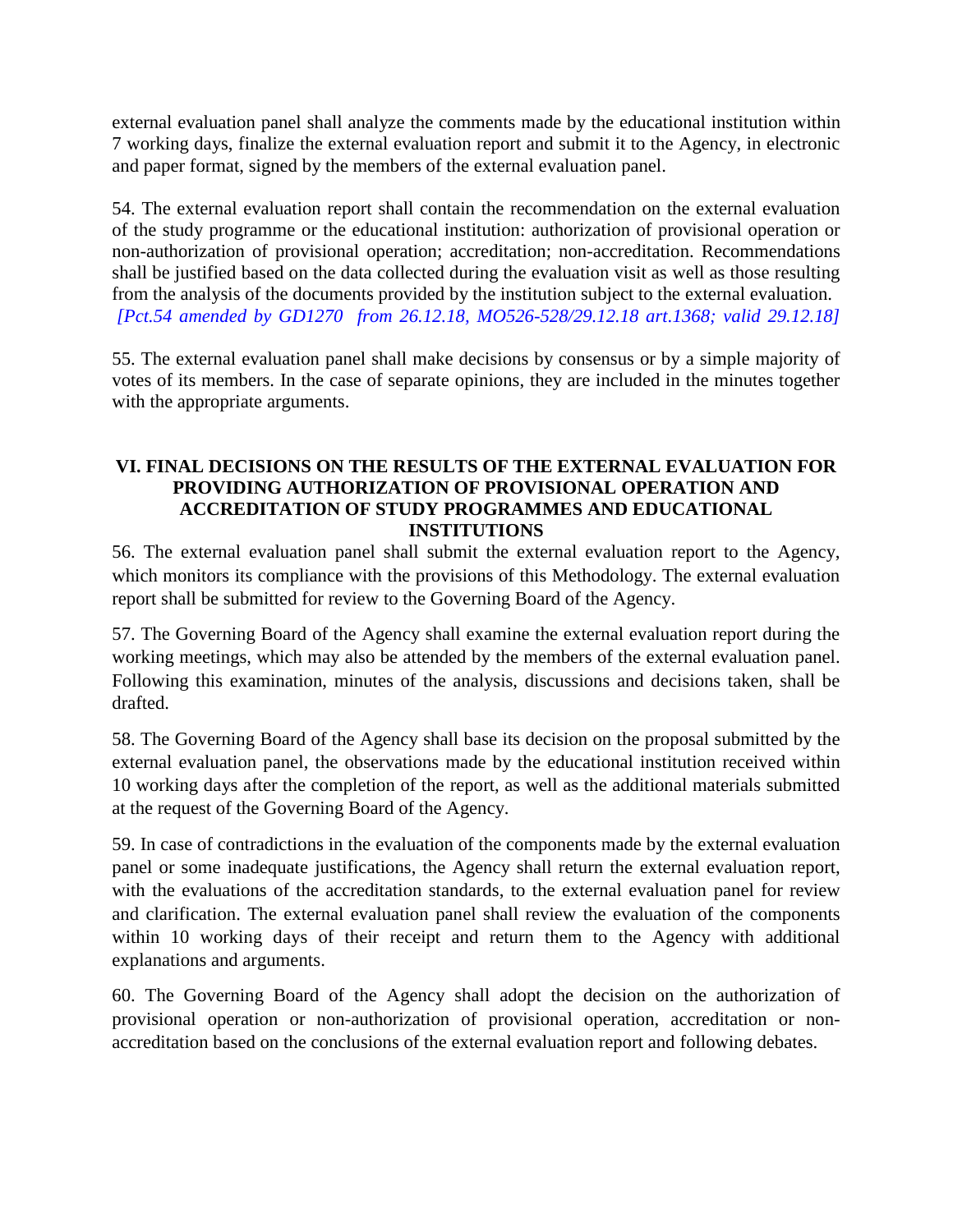external evaluation panel shall analyze the comments made by the educational institution within 7 working days, finalize the external evaluation report and submit it to the Agency, in electronic and paper format, signed by the members of the external evaluation panel.

54. The external evaluation report shall contain the recommendation on the external evaluation of the study programme or the educational institution: authorization of provisional operation or non-authorization of provisional operation; accreditation; non-accreditation. Recommendations shall be justified based on the data collected during the evaluation visit as well as those resulting from the analysis of the documents provided by the institution subject to the external evaluation.
*[Pct.54 amended by GD1270 from 26.12.18, MO526-528/29.12.18 art.1368; valid 29.12.18]*

55. The external evaluation panel shall make decisions by consensus or by a simple majority of votes of its members. In the case of separate opinions, they are included in the minutes together with the appropriate arguments.

## VI. FINAL DECISIONS ON THE RESULTS OF THE EXTERNAL EVALUATION FOR PROVIDING AUTHORIZATION OF PROVISIONAL OPERATION AND ACCREDITATION OF STUDY PROGRAMMES AND EDUCATIONAL INSTITUTIONS

56. The external evaluation panel shall submit the external evaluation report to the Agency, which monitors its compliance with the provisions of this Methodology. The external evaluation report shall be submitted for review to the Governing Board of the Agency.

57. The Governing Board of the Agency shall examine the external evaluation report during the working meetings, which may also be attended by the members of the external evaluation panel. Following this examination, minutes of the analysis, discussions and decisions taken, shall be drafted.

58. The Governing Board of the Agency shall base its decision on the proposal submitted by the external evaluation panel, the observations made by the educational institution received within 10 working days after the completion of the report, as well as the additional materials submitted at the request of the Governing Board of the Agency.

59. In case of contradictions in the evaluation of the components made by the external evaluation panel or some inadequate justifications, the Agency shall return the external evaluation report, with the evaluations of the accreditation standards, to the external evaluation panel for review and clarification. The external evaluation panel shall review the evaluation of the components within 10 working days of their receipt and return them to the Agency with additional explanations and arguments.

60. The Governing Board of the Agency shall adopt the decision on the authorization of provisional operation or non-authorization of provisional operation, accreditation or non-accreditation based on the conclusions of the external evaluation report and following debates.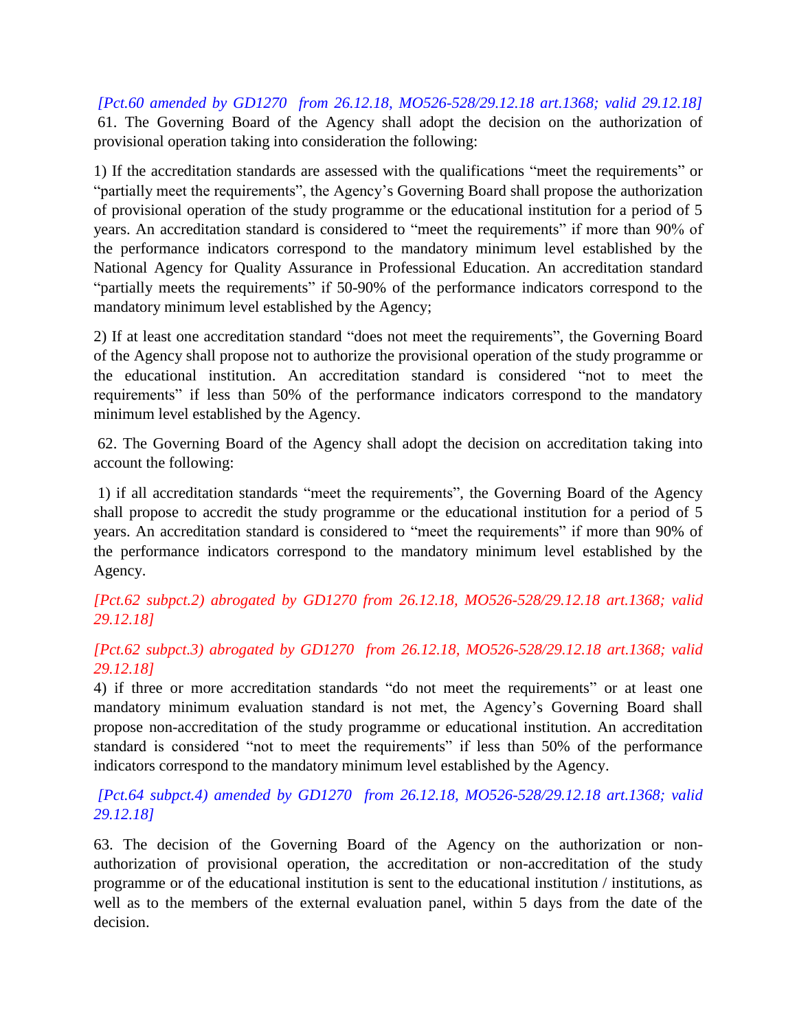*[Pct.60 amended by GD1270 from 26.12.18, MO526-528/29.12.18 art.1368; valid 29.12.18]*

61. The Governing Board of the Agency shall adopt the decision on the authorization of provisional operation taking into consideration the following:

1) If the accreditation standards are assessed with the qualifications "meet the requirements" or "partially meet the requirements", the Agency's Governing Board shall propose the authorization of provisional operation of the study programme or the educational institution for a period of 5 years. An accreditation standard is considered to "meet the requirements" if more than 90% of the performance indicators correspond to the mandatory minimum level established by the National Agency for Quality Assurance in Professional Education. An accreditation standard "partially meets the requirements" if 50-90% of the performance indicators correspond to the mandatory minimum level established by the Agency;

2) If at least one accreditation standard "does not meet the requirements", the Governing Board of the Agency shall propose not to authorize the provisional operation of the study programme or the educational institution. An accreditation standard is considered "not to meet the requirements" if less than 50% of the performance indicators correspond to the mandatory minimum level established by the Agency.

62. The Governing Board of the Agency shall adopt the decision on accreditation taking into account the following:

1) if all accreditation standards "meet the requirements", the Governing Board of the Agency shall propose to accredit the study programme or the educational institution for a period of 5 years. An accreditation standard is considered to "meet the requirements" if more than 90% of the performance indicators correspond to the mandatory minimum level established by the Agency.

*[Pct.62 subpct.2) abrogated by GD1270 from 26.12.18, MO526-528/29.12.18 art.1368; valid 29.12.18]*

*[Pct.62 subpct.3) abrogated by GD1270 from 26.12.18, MO526-528/29.12.18 art.1368; valid 29.12.18]*

4) if three or more accreditation standards "do not meet the requirements" or at least one mandatory minimum evaluation standard is not met, the Agency's Governing Board shall propose non-accreditation of the study programme or educational institution. An accreditation standard is considered "not to meet the requirements" if less than 50% of the performance indicators correspond to the mandatory minimum level established by the Agency.

*[Pct.64 subpct.4) amended by GD1270 from 26.12.18, MO526-528/29.12.18 art.1368; valid 29.12.18]*

63. The decision of the Governing Board of the Agency on the authorization or non-authorization of provisional operation, the accreditation or non-accreditation of the study programme or of the educational institution is sent to the educational institution / institutions, as well as to the members of the external evaluation panel, within 5 days from the date of the decision.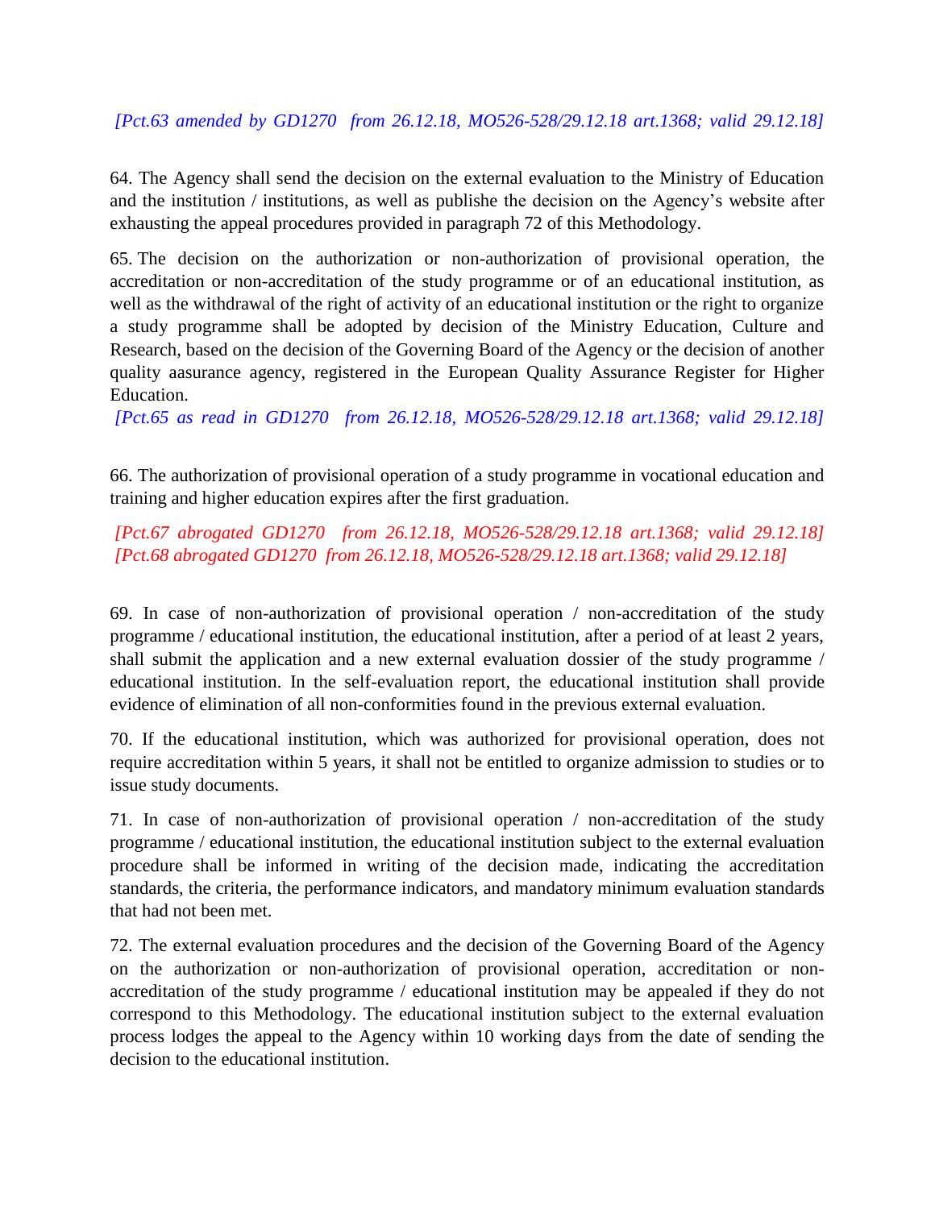*[Pct.63 amended by GD1270 from 26.12.18, MO526-528/29.12.18 art.1368; valid 29.12.18]*

64. The Agency shall send the decision on the external evaluation to the Ministry of Education and the institution / institutions, as well as publishe the decision on the Agency's website after exhausting the appeal procedures provided in paragraph 72 of this Methodology.

65. The decision on the authorization or non-authorization of provisional operation, the accreditation or non-accreditation of the study programme or of an educational institution, as well as the withdrawal of the right of activity of an educational institution or the right to organize a study programme shall be adopted by decision of the Ministry Education, Culture and Research, based on the decision of the Governing Board of the Agency or the decision of another quality aasurance agency, registered in the European Quality Assurance Register for Higher Education.

*[Pct.65 as read in GD1270 from 26.12.18, MO526-528/29.12.18 art.1368; valid 29.12.18]*

66. The authorization of provisional operation of a study programme in vocational education and training and higher education expires after the first graduation.

*[Pct.67 abrogated GD1270 from 26.12.18, MO526-528/29.12.18 art.1368; valid 29.12.18]*
*[Pct.68 abrogated GD1270 from 26.12.18, MO526-528/29.12.18 art.1368; valid 29.12.18]*

69. In case of non-authorization of provisional operation / non-accreditation of the study programme / educational institution, the educational institution, after a period of at least 2 years, shall submit the application and a new external evaluation dossier of the study programme / educational institution. In the self-evaluation report, the educational institution shall provide evidence of elimination of all non-conformities found in the previous external evaluation.

70. If the educational institution, which was authorized for provisional operation, does not require accreditation within 5 years, it shall not be entitled to organize admission to studies or to issue study documents.

71. In case of non-authorization of provisional operation / non-accreditation of the study programme / educational institution, the educational institution subject to the external evaluation procedure shall be informed in writing of the decision made, indicating the accreditation standards, the criteria, the performance indicators, and mandatory minimum evaluation standards that had not been met.

72. The external evaluation procedures and the decision of the Governing Board of the Agency on the authorization or non-authorization of provisional operation, accreditation or non-accreditation of the study programme / educational institution may be appealed if they do not correspond to this Methodology. The educational institution subject to the external evaluation process lodges the appeal to the Agency within 10 working days from the date of sending the decision to the educational institution.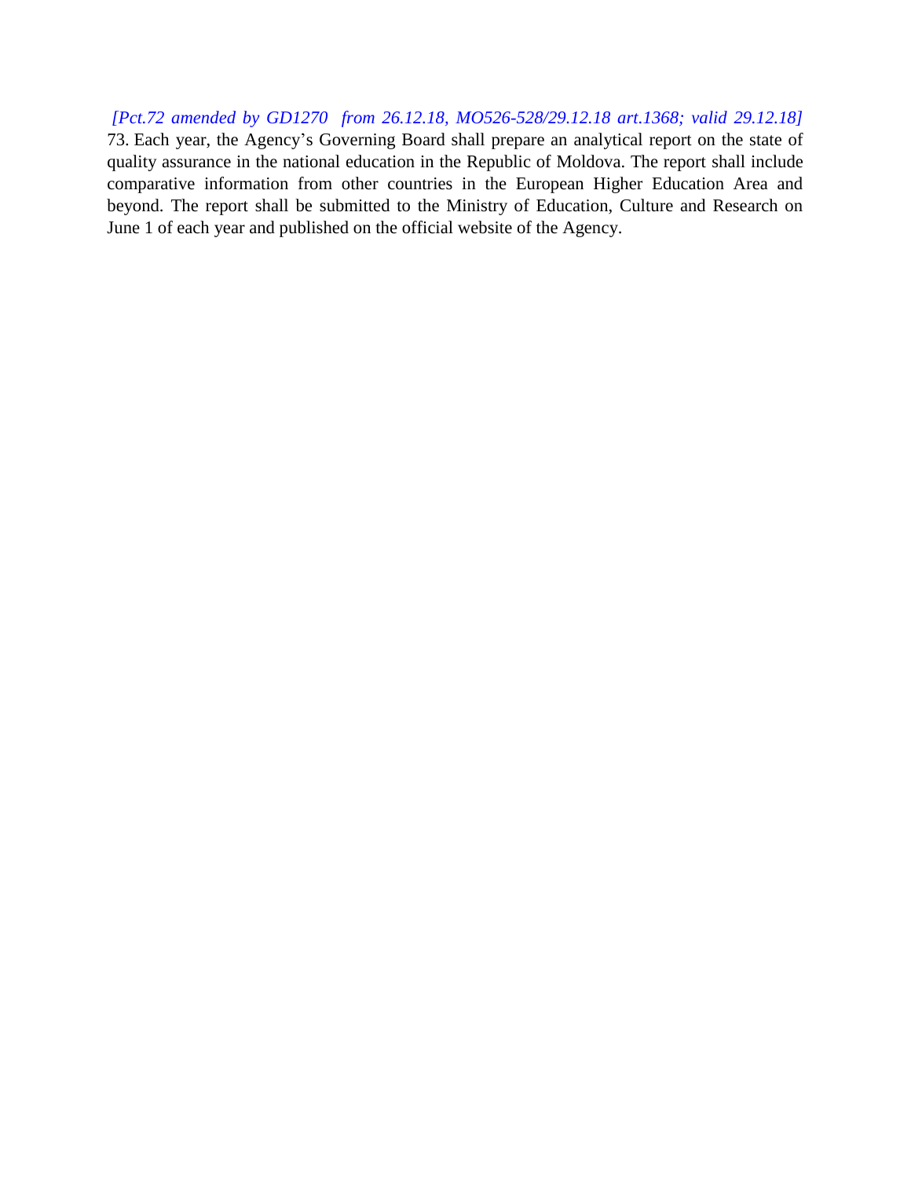*[Pct.72 amended by GD1270 from 26.12.18, MO526-528/29.12.18 art.1368; valid 29.12.18]*

73. Each year, the Agency's Governing Board shall prepare an analytical report on the state of quality assurance in the national education in the Republic of Moldova. The report shall include comparative information from other countries in the European Higher Education Area and beyond. The report shall be submitted to the Ministry of Education, Culture and Research on June 1 of each year and published on the official website of the Agency.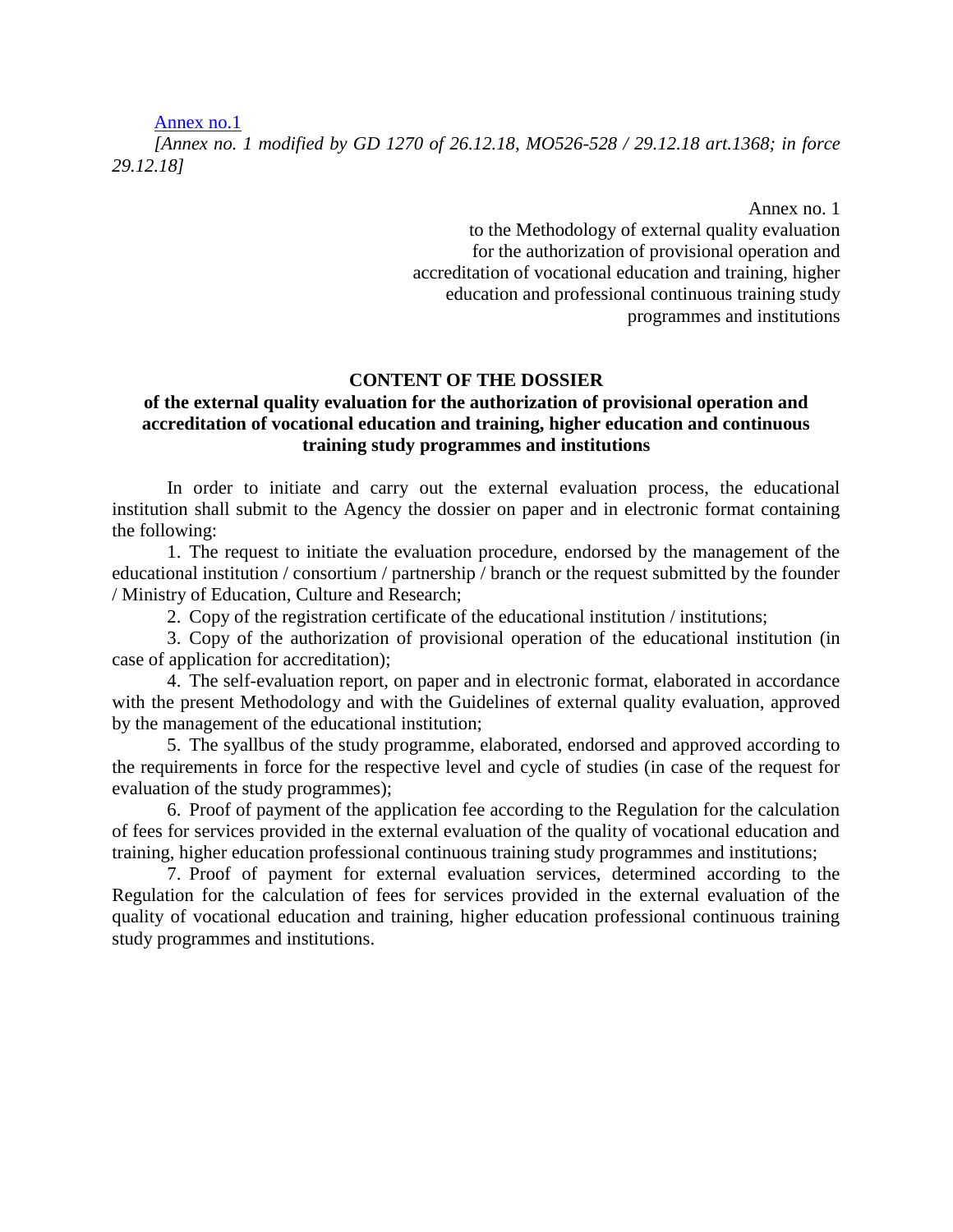Annex no.1

*[Annex no. 1 modified by GD 1270 of 26.12.18, MO526-528 / 29.12.18 art.1368; in force 29.12.18]*

Annex no. 1
to the Methodology of external quality evaluation
for the authorization of provisional operation and
accreditation of vocational education and training, higher
education and professional continuous training study
programmes and institutions

**CONTENT OF THE DOSSIER**

**of the external quality evaluation for the authorization of provisional operation and accreditation of vocational education and training, higher education and continuous training study programmes and institutions**

In order to initiate and carry out the external evaluation process, the educational institution shall submit to the Agency the dossier on paper and in electronic format containing the following:

1. The request to initiate the evaluation procedure, endorsed by the management of the educational institution / consortium / partnership / branch or the request submitted by the founder / Ministry of Education, Culture and Research;

2. Copy of the registration certificate of the educational institution / institutions;

3. Copy of the authorization of provisional operation of the educational institution (in case of application for accreditation);

4. The self-evaluation report, on paper and in electronic format, elaborated in accordance with the present Methodology and with the Guidelines of external quality evaluation, approved by the management of the educational institution;

5. The syallbus of the study programme, elaborated, endorsed and approved according to the requirements in force for the respective level and cycle of studies (in case of the request for evaluation of the study programmes);

6. Proof of payment of the application fee according to the Regulation for the calculation of fees for services provided in the external evaluation of the quality of vocational education and training, higher education professional continuous training study programmes and institutions;

7. Proof of payment for external evaluation services, determined according to the Regulation for the calculation of fees for services provided in the external evaluation of the quality of vocational education and training, higher education professional continuous training study programmes and institutions.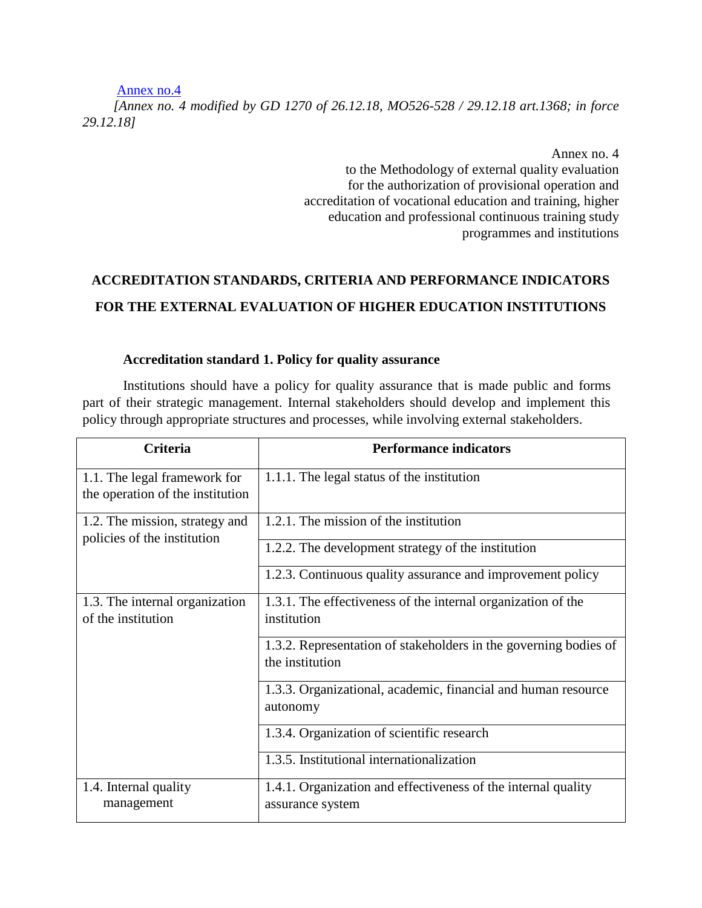Annex no.4

*[Annex no. 4 modified by GD 1270 of 26.12.18, MO526-528 / 29.12.18 art.1368; in force 29.12.18]*

Annex no. 4
to the Methodology of external quality evaluation
for the authorization of provisional operation and
accreditation of vocational education and training, higher
education and professional continuous training study
programmes and institutions

## ACCREDITATION STANDARDS, CRITERIA AND PERFORMANCE INDICATORS FOR THE EXTERNAL EVALUATION OF HIGHER EDUCATION INSTITUTIONS

### Accreditation standard 1. Policy for quality assurance

Institutions should have a policy for quality assurance that is made public and forms part of their strategic management. Internal stakeholders should develop and implement this policy through appropriate structures and processes, while involving external stakeholders.

| Criteria | Performance indicators |
|---|---|
| 1.1. The legal framework for the operation of the institution | 1.1.1. The legal status of the institution |
| 1.2. The mission, strategy and policies of the institution | 1.2.1. The mission of the institution |
| | 1.2.2. The development strategy of the institution |
| | 1.2.3. Continuous quality assurance and improvement policy |
| 1.3. The internal organization of the institution | 1.3.1. The effectiveness of the internal organization of the institution |
| | 1.3.2. Representation of stakeholders in the governing bodies of the institution |
| | 1.3.3. Organizational, academic, financial and human resource autonomy |
| | 1.3.4. Organization of scientific research |
| | 1.3.5. Institutional internationalization |
| 1.4. Internal quality management | 1.4.1. Organization and effectiveness of the internal quality assurance system |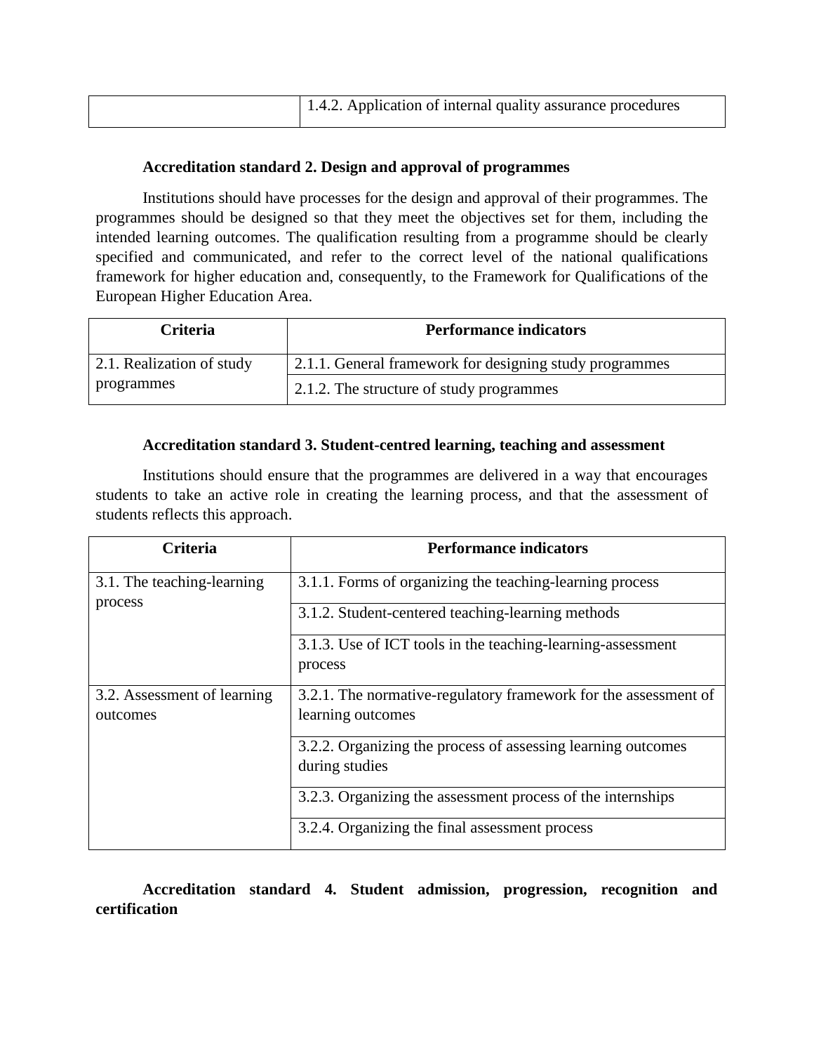| | 1.4.2. Application of internal quality assurance procedures |
|---|---|

**Accreditation standard 2. Design and approval of programmes**

Institutions should have processes for the design and approval of their programmes. The programmes should be designed so that they meet the objectives set for them, including the intended learning outcomes. The qualification resulting from a programme should be clearly specified and communicated, and refer to the correct level of the national qualifications framework for higher education and, consequently, to the Framework for Qualifications of the European Higher Education Area.

| Criteria | Performance indicators |
|---|---|
| 2.1. Realization of study programmes | 2.1.1. General framework for designing study programmes |
| | 2.1.2. The structure of study programmes |

**Accreditation standard 3. Student-centred learning, teaching and assessment**

Institutions should ensure that the programmes are delivered in a way that encourages students to take an active role in creating the learning process, and that the assessment of students reflects this approach.

| Criteria | Performance indicators |
|---|---|
| 3.1. The teaching-learning process | 3.1.1. Forms of organizing the teaching-learning process |
| | 3.1.2. Student-centered teaching-learning methods |
| | 3.1.3. Use of ICT tools in the teaching-learning-assessment process |
| 3.2. Assessment of learning outcomes | 3.2.1. The normative-regulatory framework for the assessment of learning outcomes |
| | 3.2.2. Organizing the process of assessing learning outcomes during studies |
| | 3.2.3. Organizing the assessment process of the internships |
| | 3.2.4. Organizing the final assessment process |

**Accreditation standard 4. Student admission, progression, recognition and certification**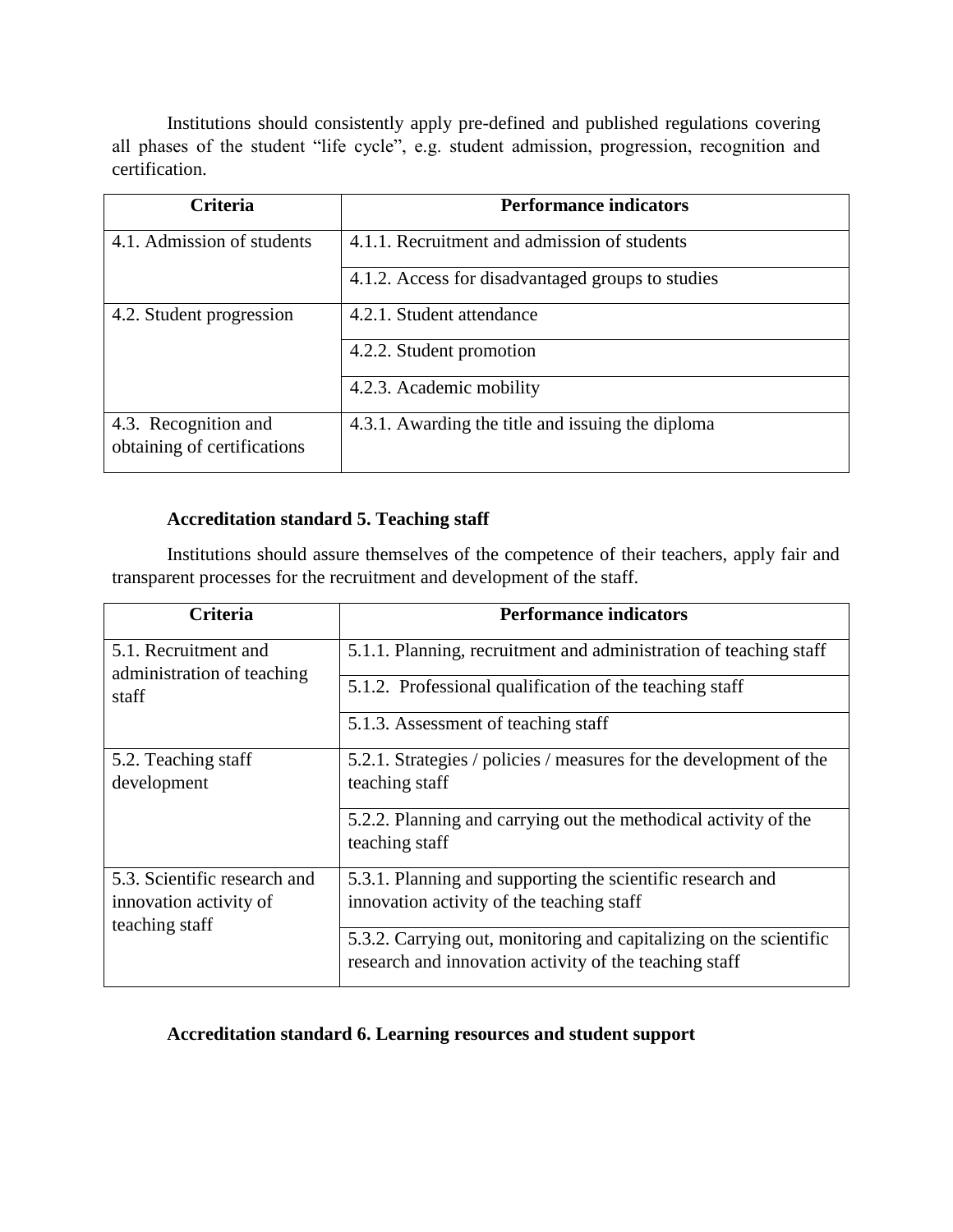Institutions should consistently apply pre-defined and published regulations covering all phases of the student "life cycle", e.g. student admission, progression, recognition and certification.

| Criteria | Performance indicators |
| --- | --- |
| 4.1. Admission of students | 4.1.1. Recruitment and admission of students |
| | 4.1.2. Access for disadvantaged groups to studies |
| 4.2. Student progression | 4.2.1. Student attendance |
| | 4.2.2. Student promotion |
| | 4.2.3. Academic mobility |
| 4.3. Recognition and obtaining of certifications | 4.3.1. Awarding the title and issuing the diploma |

**Accreditation standard 5. Teaching staff**

Institutions should assure themselves of the competence of their teachers, apply fair and transparent processes for the recruitment and development of the staff.

| Criteria | Performance indicators |
| --- | --- |
| 5.1. Recruitment and administration of teaching staff | 5.1.1. Planning, recruitment and administration of teaching staff |
| | 5.1.2. Professional qualification of the teaching staff |
| | 5.1.3. Assessment of teaching staff |
| 5.2. Teaching staff development | 5.2.1. Strategies / policies / measures for the development of the teaching staff |
| | 5.2.2. Planning and carrying out the methodical activity of the teaching staff |
| 5.3. Scientific research and innovation activity of teaching staff | 5.3.1. Planning and supporting the scientific research and innovation activity of the teaching staff |
| | 5.3.2. Carrying out, monitoring and capitalizing on the scientific research and innovation activity of the teaching staff |

**Accreditation standard 6. Learning resources and student support**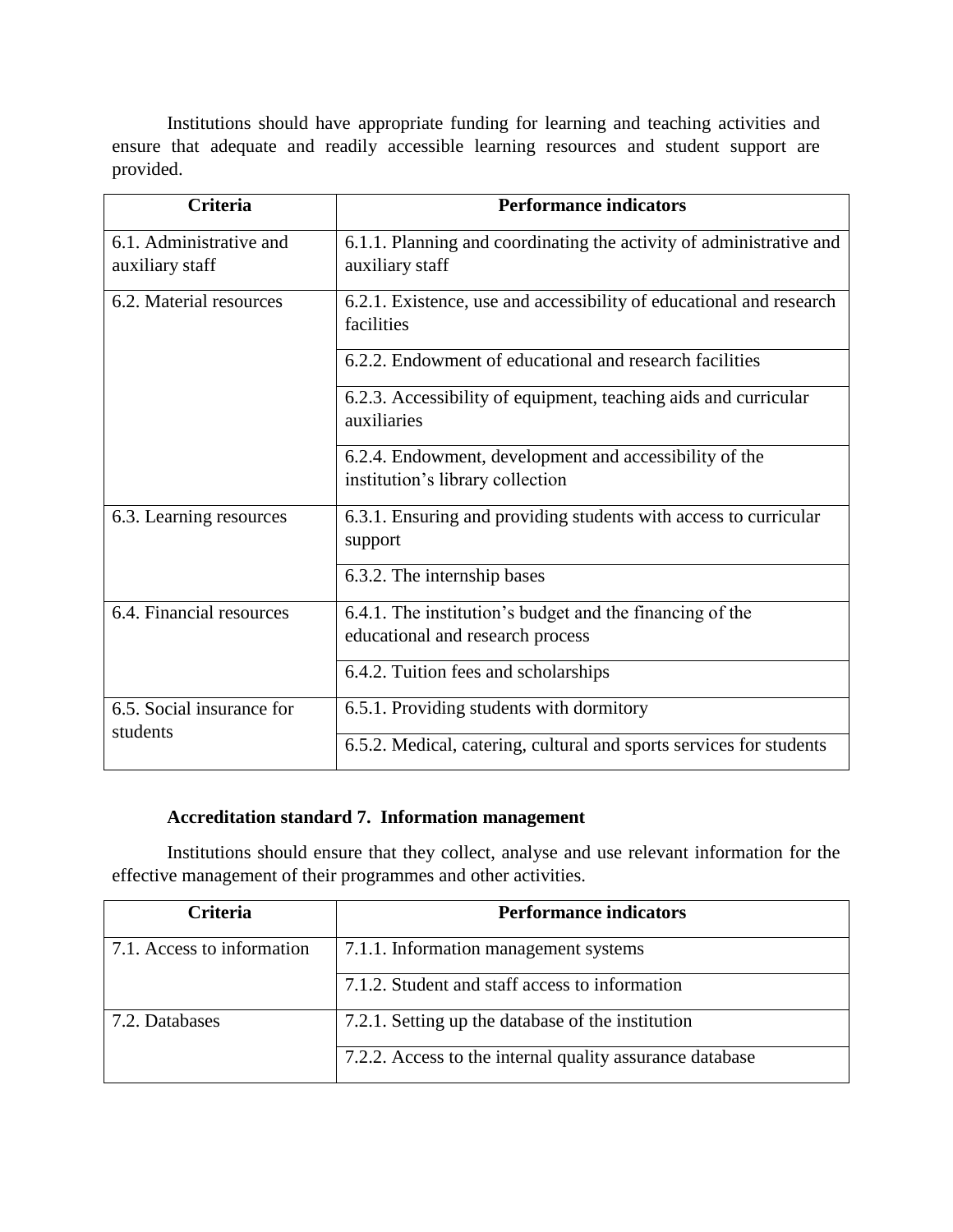Institutions should have appropriate funding for learning and teaching activities and ensure that adequate and readily accessible learning resources and student support are provided.

| Criteria | Performance indicators |
| --- | --- |
| 6.1. Administrative and auxiliary staff | 6.1.1. Planning and coordinating the activity of administrative and auxiliary staff |
| 6.2. Material resources | 6.2.1. Existence, use and accessibility of educational and research facilities |
| | 6.2.2. Endowment of educational and research facilities |
| | 6.2.3. Accessibility of equipment, teaching aids and curricular auxiliaries |
| | 6.2.4. Endowment, development and accessibility of the institution's library collection |
| 6.3. Learning resources | 6.3.1. Ensuring and providing students with access to curricular support |
| | 6.3.2. The internship bases |
| 6.4. Financial resources | 6.4.1. The institution's budget and the financing of the educational and research process |
| | 6.4.2. Tuition fees and scholarships |
| 6.5. Social insurance for students | 6.5.1. Providing students with dormitory |
| | 6.5.2. Medical, catering, cultural and sports services for students |

**Accreditation standard 7. Information management**

Institutions should ensure that they collect, analyse and use relevant information for the effective management of their programmes and other activities.

| Criteria | Performance indicators |
| --- | --- |
| 7.1. Access to information | 7.1.1. Information management systems |
| | 7.1.2. Student and staff access to information |
| 7.2. Databases | 7.2.1. Setting up the database of the institution |
| | 7.2.2. Access to the internal quality assurance database |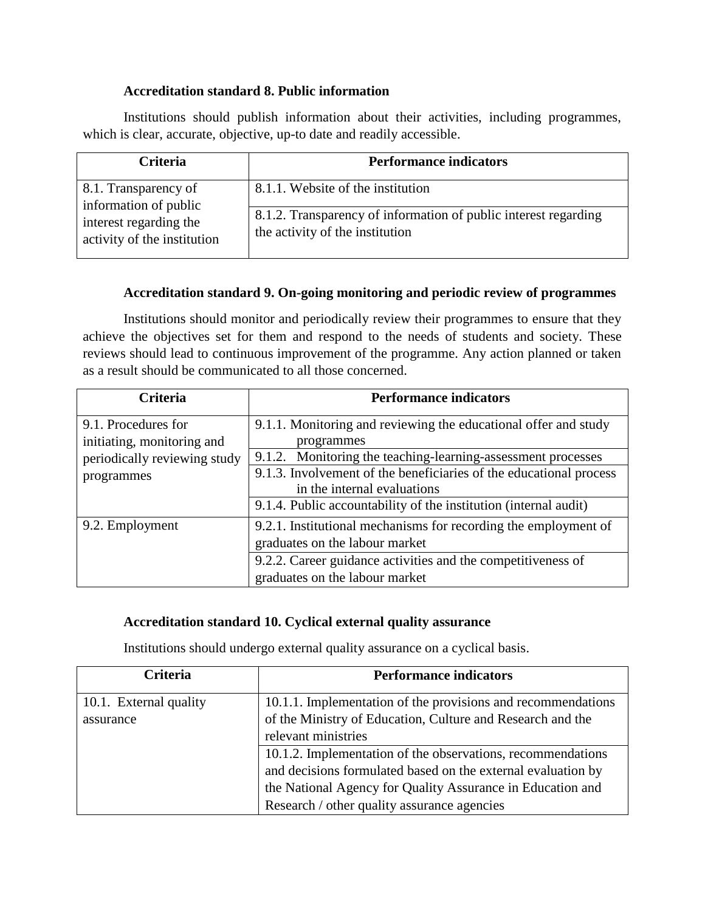**Accreditation standard 8. Public information**

Institutions should publish information about their activities, including programmes, which is clear, accurate, objective, up-to date and readily accessible.

| Criteria | Performance indicators |
|---|---|
| 8.1. Transparency of information of public interest regarding the activity of the institution | 8.1.1. Website of the institution |
| | 8.1.2. Transparency of information of public interest regarding the activity of the institution |

**Accreditation standard 9. On-going monitoring and periodic review of programmes**

Institutions should monitor and periodically review their programmes to ensure that they achieve the objectives set for them and respond to the needs of students and society. These reviews should lead to continuous improvement of the programme. Any action planned or taken as a result should be communicated to all those concerned.

| Criteria | Performance indicators |
|---|---|
| 9.1. Procedures for initiating, monitoring and periodically reviewing study programmes | 9.1.1. Monitoring and reviewing the educational offer and study programmes |
| | 9.1.2. Monitoring the teaching-learning-assessment processes |
| | 9.1.3. Involvement of the beneficiaries of the educational process in the internal evaluations |
| | 9.1.4. Public accountability of the institution (internal audit) |
| 9.2. Employment | 9.2.1. Institutional mechanisms for recording the employment of graduates on the labour market |
| | 9.2.2. Career guidance activities and the competitiveness of graduates on the labour market |

**Accreditation standard 10. Cyclical external quality assurance**

Institutions should undergo external quality assurance on a cyclical basis.

| Criteria | Performance indicators |
|---|---|
| 10.1. External quality assurance | 10.1.1. Implementation of the provisions and recommendations of the Ministry of Education, Culture and Research and the relevant ministries |
| | 10.1.2. Implementation of the observations, recommendations and decisions formulated based on the external evaluation by the National Agency for Quality Assurance in Education and Research / other quality assurance agencies |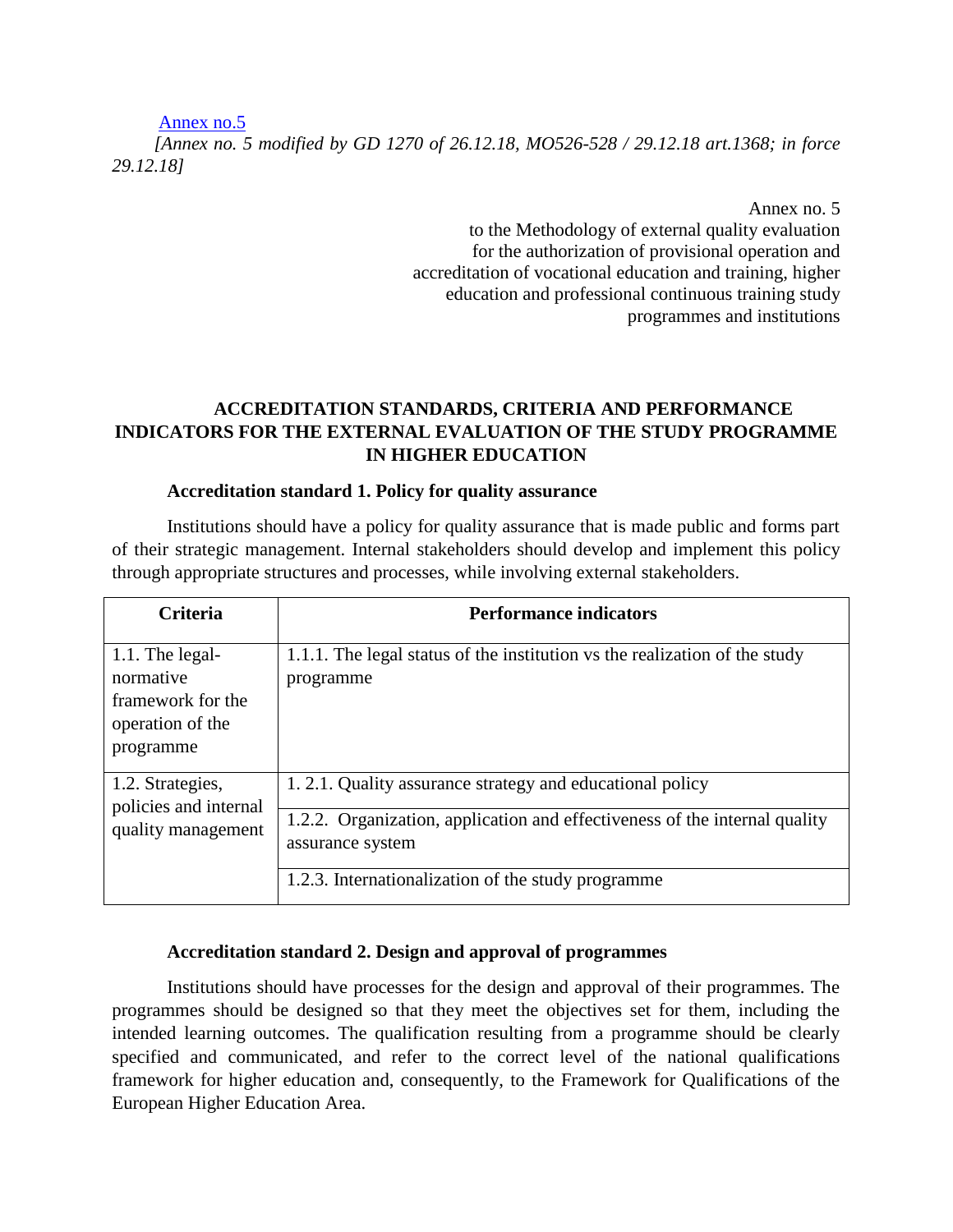Annex no.5

*[Annex no. 5 modified by GD 1270 of 26.12.18, MO526-528 / 29.12.18 art.1368; in force 29.12.18]*

Annex no. 5
to the Methodology of external quality evaluation
for the authorization of provisional operation and
accreditation of vocational education and training, higher
education and professional continuous training study
programmes and institutions

## ACCREDITATION STANDARDS, CRITERIA AND PERFORMANCE INDICATORS FOR THE EXTERNAL EVALUATION OF THE STUDY PROGRAMME IN HIGHER EDUCATION

### Accreditation standard 1. Policy for quality assurance

Institutions should have a policy for quality assurance that is made public and forms part of their strategic management. Internal stakeholders should develop and implement this policy through appropriate structures and processes, while involving external stakeholders.

| Criteria | Performance indicators |
|---|---|
| 1.1. The legal-normative framework for the operation of the programme | 1.1.1. The legal status of the institution vs the realization of the study programme |
| 1.2. Strategies, policies and internal quality management | 1. 2.1. Quality assurance strategy and educational policy |
| | 1.2.2. Organization, application and effectiveness of the internal quality assurance system |
| | 1.2.3. Internationalization of the study programme |

### Accreditation standard 2. Design and approval of programmes

Institutions should have processes for the design and approval of their programmes. The programmes should be designed so that they meet the objectives set for them, including the intended learning outcomes. The qualification resulting from a programme should be clearly specified and communicated, and refer to the correct level of the national qualifications framework for higher education and, consequently, to the Framework for Qualifications of the European Higher Education Area.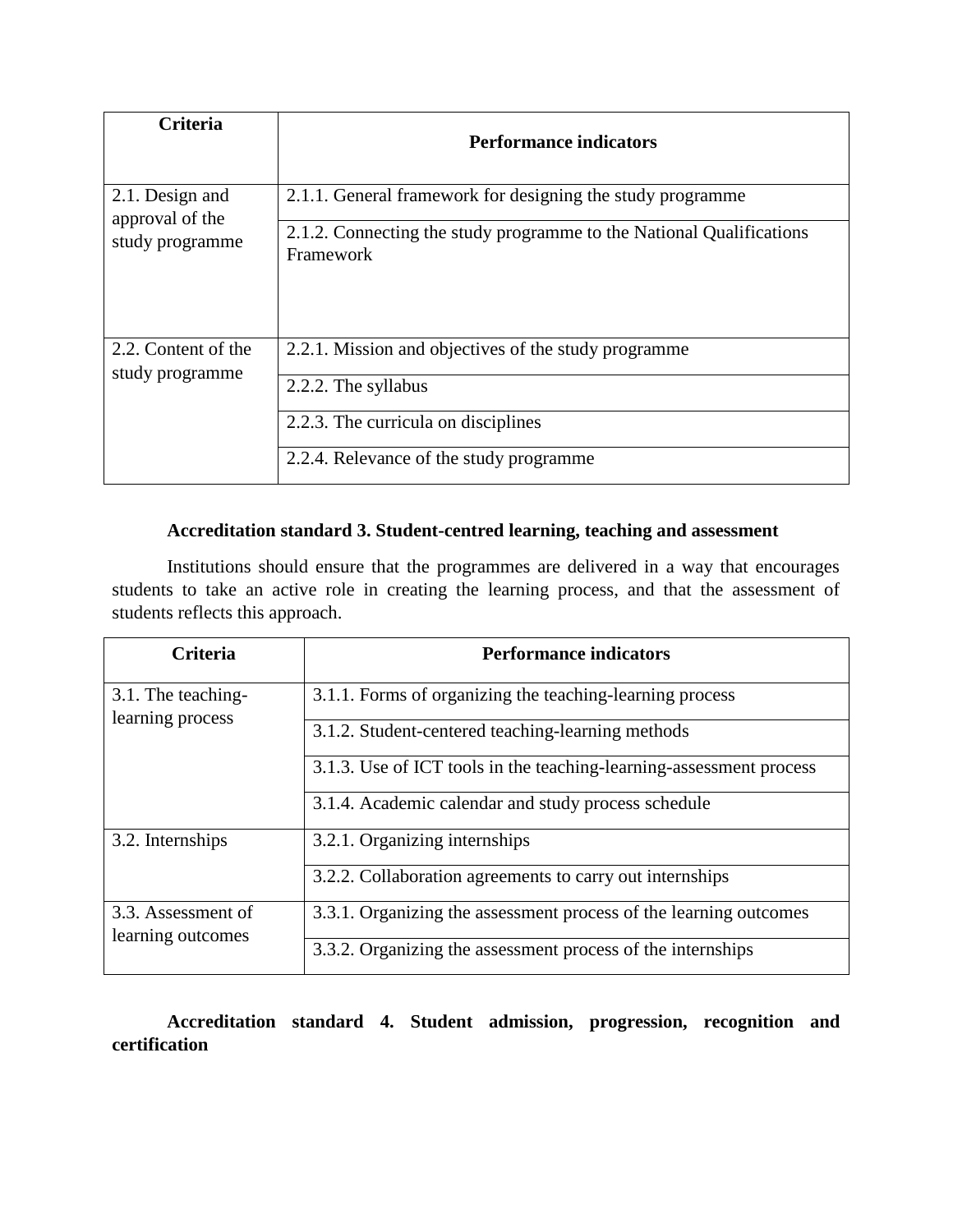| Criteria | Performance indicators |
|---|---|
| 2.1. Design and approval of the study programme | 2.1.1. General framework for designing the study programme |
| | 2.1.2. Connecting the study programme to the National Qualifications Framework |
| 2.2. Content of the study programme | 2.2.1. Mission and objectives of the study programme |
| | 2.2.2. The syllabus |
| | 2.2.3. The curricula on disciplines |
| | 2.2.4. Relevance of the study programme |

**Accreditation standard 3. Student-centred learning, teaching and assessment**

Institutions should ensure that the programmes are delivered in a way that encourages students to take an active role in creating the learning process, and that the assessment of students reflects this approach.

| Criteria | Performance indicators |
|---|---|
| 3.1. The teaching-learning process | 3.1.1. Forms of organizing the teaching-learning process |
| | 3.1.2. Student-centered teaching-learning methods |
| | 3.1.3. Use of ICT tools in the teaching-learning-assessment process |
| | 3.1.4. Academic calendar and study process schedule |
| 3.2. Internships | 3.2.1. Organizing internships |
| | 3.2.2. Collaboration agreements to carry out internships |
| 3.3. Assessment of learning outcomes | 3.3.1. Organizing the assessment process of the learning outcomes |
| | 3.3.2. Organizing the assessment process of the internships |

**Accreditation standard 4. Student admission, progression, recognition and certification**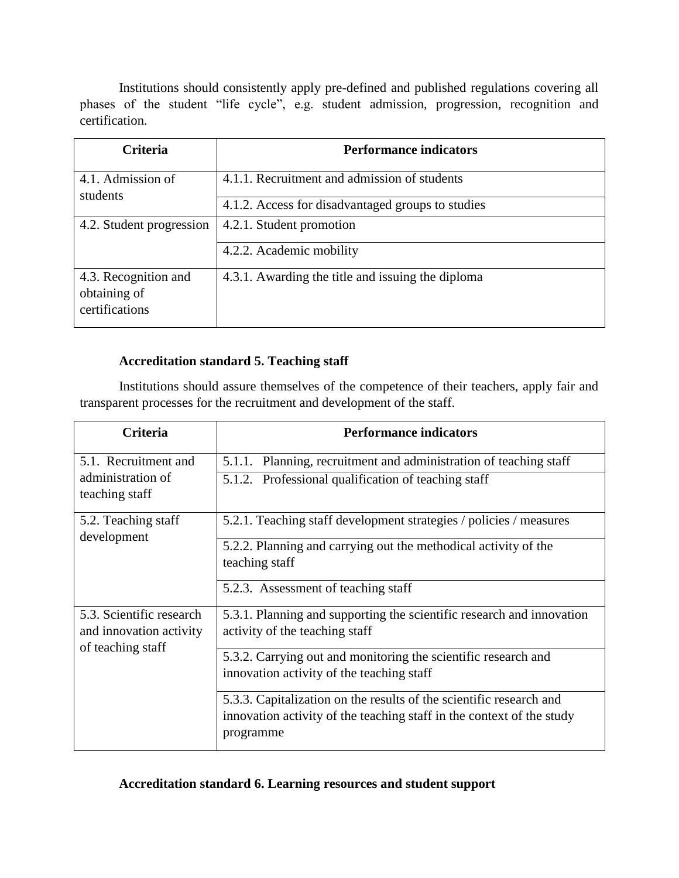Institutions should consistently apply pre-defined and published regulations covering all phases of the student "life cycle", e.g. student admission, progression, recognition and certification.

| Criteria | Performance indicators |
| --- | --- |
| 4.1. Admission of students | 4.1.1. Recruitment and admission of students |
| | 4.1.2. Access for disadvantaged groups to studies |
| 4.2. Student progression | 4.2.1. Student promotion |
| | 4.2.2. Academic mobility |
| 4.3. Recognition and obtaining of certifications | 4.3.1. Awarding the title and issuing the diploma |

**Accreditation standard 5. Teaching staff**

Institutions should assure themselves of the competence of their teachers, apply fair and transparent processes for the recruitment and development of the staff.

| Criteria | Performance indicators |
| --- | --- |
| 5.1. Recruitment and administration of teaching staff | 5.1.1. Planning, recruitment and administration of teaching staff |
| | 5.1.2. Professional qualification of teaching staff |
| 5.2. Teaching staff development | 5.2.1. Teaching staff development strategies / policies / measures |
| | 5.2.2. Planning and carrying out the methodical activity of the teaching staff |
| | 5.2.3. Assessment of teaching staff |
| 5.3. Scientific research and innovation activity of teaching staff | 5.3.1. Planning and supporting the scientific research and innovation activity of the teaching staff |
| | 5.3.2. Carrying out and monitoring the scientific research and innovation activity of the teaching staff |
| | 5.3.3. Capitalization on the results of the scientific research and innovation activity of the teaching staff in the context of the study programme |

**Accreditation standard 6. Learning resources and student support**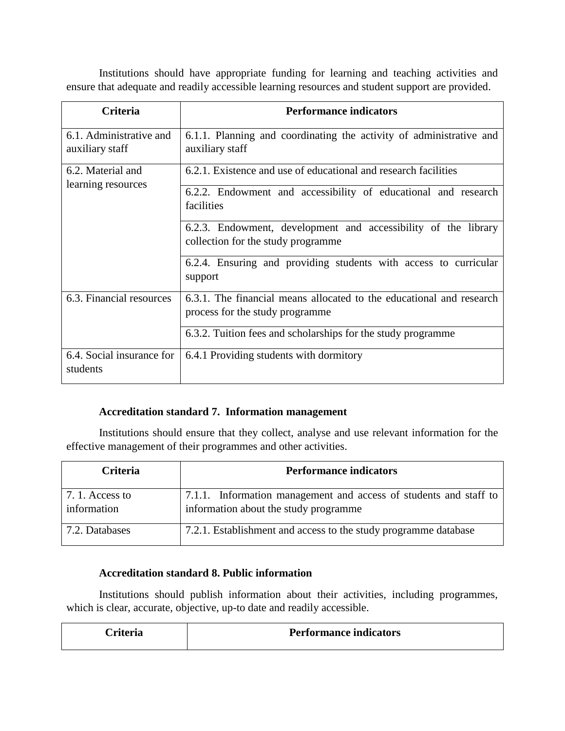Institutions should have appropriate funding for learning and teaching activities and ensure that adequate and readily accessible learning resources and student support are provided.

| Criteria | Performance indicators |
| --- | --- |
| 6.1. Administrative and auxiliary staff | 6.1.1. Planning and coordinating the activity of administrative and auxiliary staff |
| 6.2. Material and learning resources | 6.2.1. Existence and use of educational and research facilities |
| | 6.2.2. Endowment and accessibility of educational and research facilities |
| | 6.2.3. Endowment, development and accessibility of the library collection for the study programme |
| | 6.2.4. Ensuring and providing students with access to curricular support |
| 6.3. Financial resources | 6.3.1. The financial means allocated to the educational and research process for the study programme |
| | 6.3.2. Tuition fees and scholarships for the study programme |
| 6.4. Social insurance for students | 6.4.1 Providing students with dormitory |

**Accreditation standard 7. Information management**

Institutions should ensure that they collect, analyse and use relevant information for the effective management of their programmes and other activities.

| Criteria | Performance indicators |
| --- | --- |
| 7. 1. Access to information | 7.1.1. Information management and access of students and staff to information about the study programme |
| 7.2. Databases | 7.2.1. Establishment and access to the study programme database |

**Accreditation standard 8. Public information**

Institutions should publish information about their activities, including programmes, which is clear, accurate, objective, up-to date and readily accessible.

| Criteria | Performance indicators |
| --- | --- |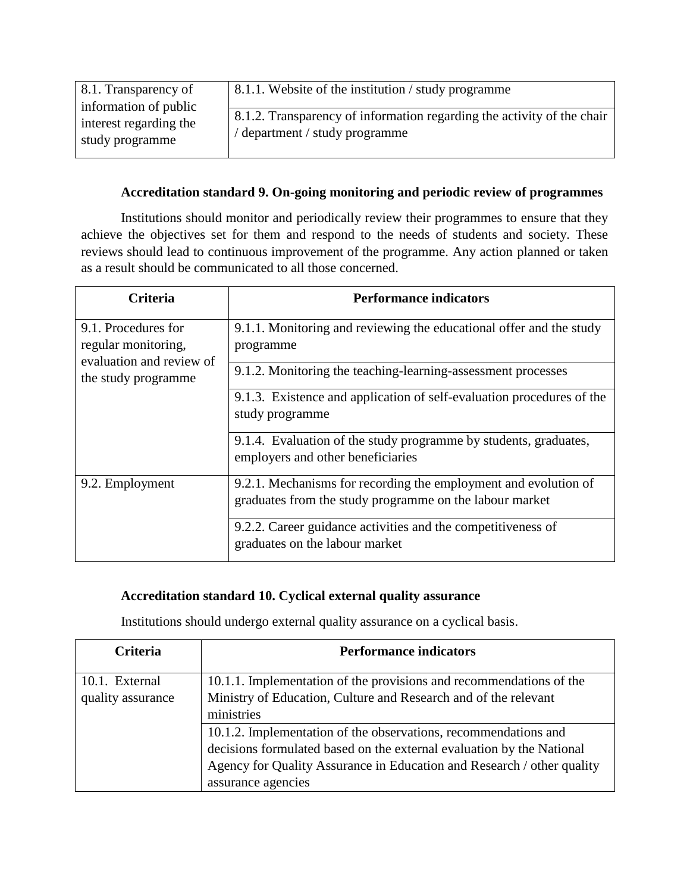| | |
|---|---|
| 8.1. Transparency of information of public interest regarding the study programme | 8.1.1. Website of the institution / study programme |
| | 8.1.2. Transparency of information regarding the activity of the chair / department / study programme |

**Accreditation standard 9. On-going monitoring and periodic review of programmes**

Institutions should monitor and periodically review their programmes to ensure that they achieve the objectives set for them and respond to the needs of students and society. These reviews should lead to continuous improvement of the programme. Any action planned or taken as a result should be communicated to all those concerned.

| Criteria | Performance indicators |
|---|---|
| 9.1. Procedures for regular monitoring, evaluation and review of the study programme | 9.1.1. Monitoring and reviewing the educational offer and the study programme |
| | 9.1.2. Monitoring the teaching-learning-assessment processes |
| | 9.1.3. Existence and application of self-evaluation procedures of the study programme |
| | 9.1.4. Evaluation of the study programme by students, graduates, employers and other beneficiaries |
| 9.2. Employment | 9.2.1. Mechanisms for recording the employment and evolution of graduates from the study programme on the labour market |
| | 9.2.2. Career guidance activities and the competitiveness of graduates on the labour market |

**Accreditation standard 10. Cyclical external quality assurance**

Institutions should undergo external quality assurance on a cyclical basis.

| Criteria | Performance indicators |
|---|---|
| 10.1. External quality assurance | 10.1.1. Implementation of the provisions and recommendations of the Ministry of Education, Culture and Research and of the relevant ministries |
| | 10.1.2. Implementation of the observations, recommendations and decisions formulated based on the external evaluation by the National Agency for Quality Assurance in Education and Research / other quality assurance agencies |